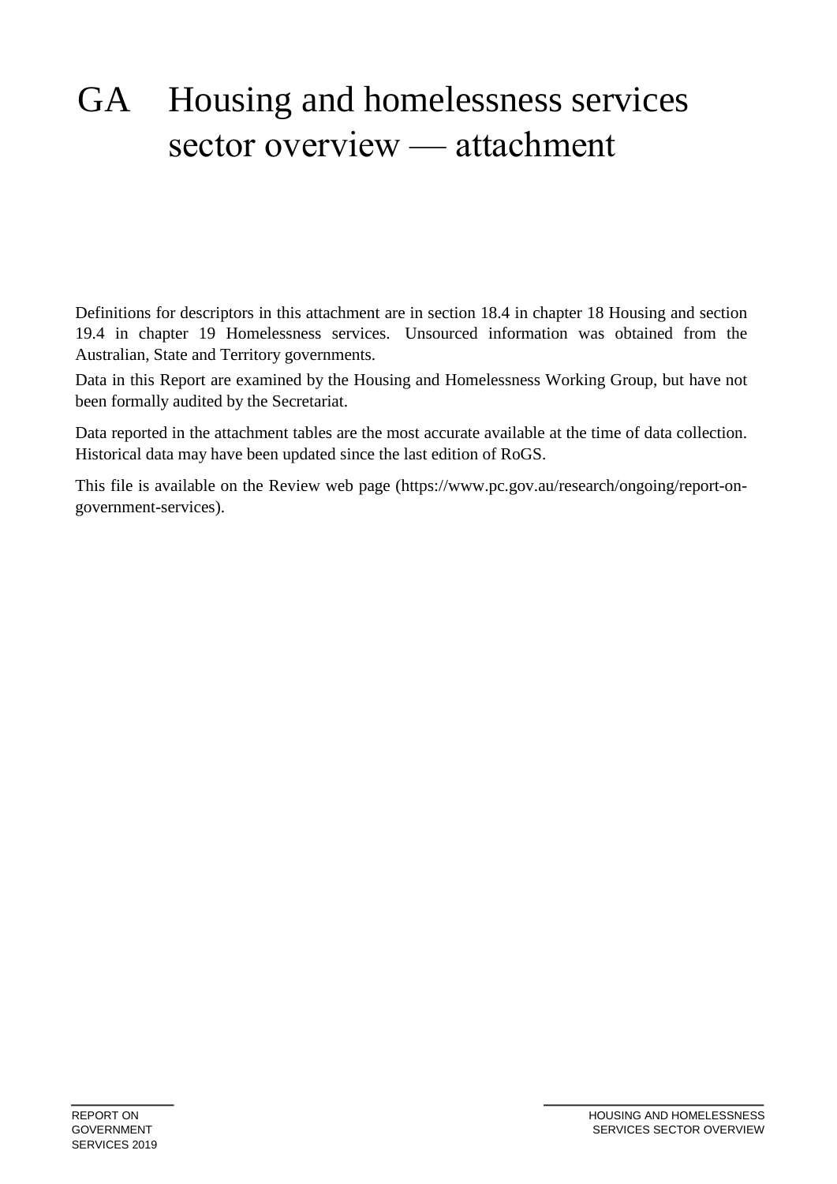# GA Housing and homelessness services sector overview — attachment

Definitions for descriptors in this attachment are in section 18.4 in chapter 18 Housing and section 19.4 in chapter 19 Homelessness services. Unsourced information was obtained from the Australian, State and Territory governments.

Data in this Report are examined by the Housing and Homelessness Working Group, but have not been formally audited by the Secretariat.

Data reported in the attachment tables are the most accurate available at the time of data collection. Historical data may have been updated since the last edition of RoGS.

This file is available on the Review web page (https://www.pc.gov.au/research/ongoing/report-on-government-services).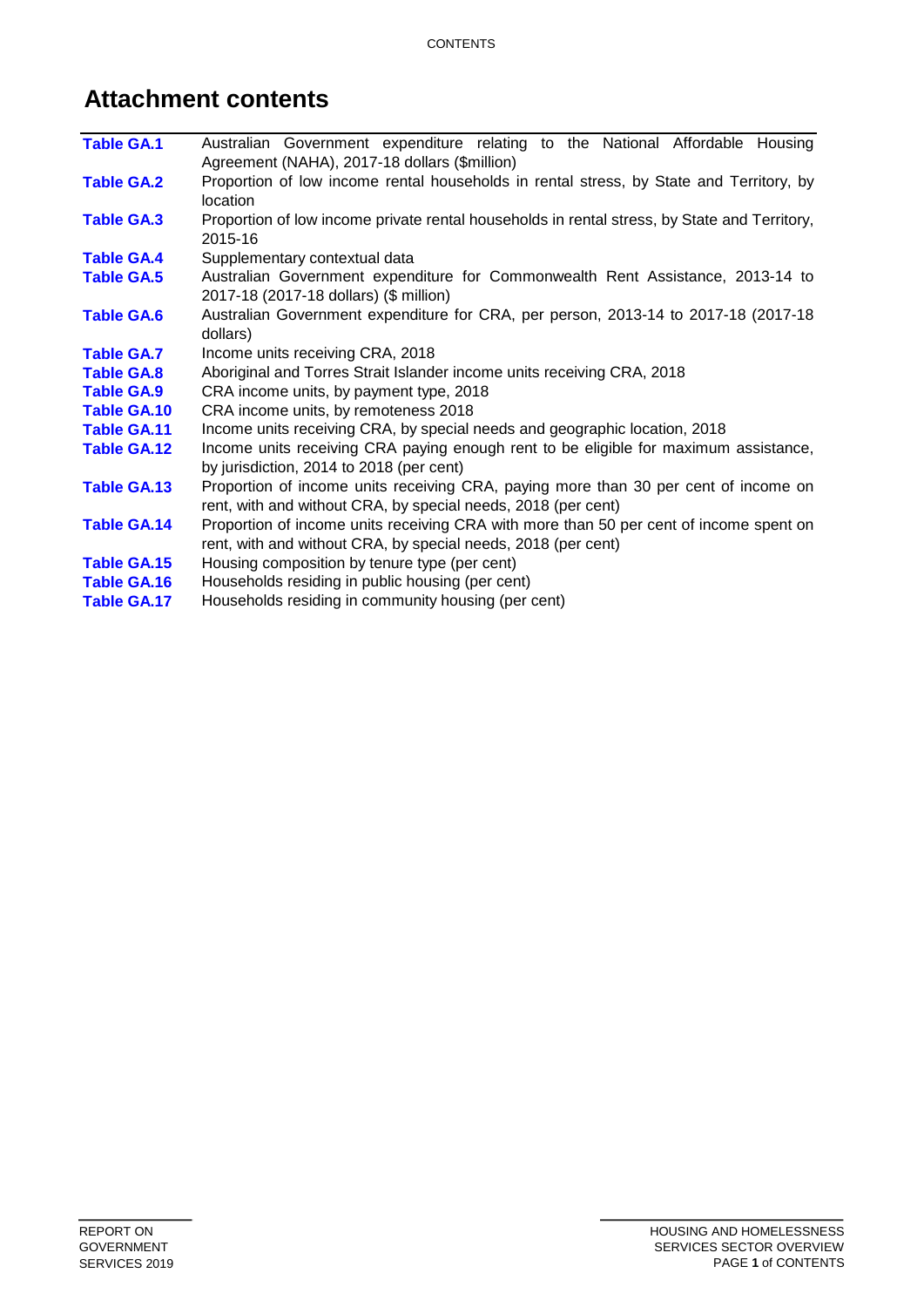# Attachment contents

| | |
|---|---|
| **Table GA.1** | Australian Government expenditure relating to the National Affordable Housing Agreement (NAHA), 2017-18 dollars ($million) |
| **Table GA.2** | Proportion of low income rental households in rental stress, by State and Territory, by location |
| **Table GA.3** | Proportion of low income private rental households in rental stress, by State and Territory, 2015-16 |
| **Table GA.4** | Supplementary contextual data |
| **Table GA.5** | Australian Government expenditure for Commonwealth Rent Assistance, 2013-14 to 2017-18 (2017-18 dollars) ($ million) |
| **Table GA.6** | Australian Government expenditure for CRA, per person, 2013-14 to 2017-18 (2017-18 dollars) |
| **Table GA.7** | Income units receiving CRA, 2018 |
| **Table GA.8** | Aboriginal and Torres Strait Islander income units receiving CRA, 2018 |
| **Table GA.9** | CRA income units, by payment type, 2018 |
| **Table GA.10** | CRA income units, by remoteness 2018 |
| **Table GA.11** | Income units receiving CRA, by special needs and geographic location, 2018 |
| **Table GA.12** | Income units receiving CRA paying enough rent to be eligible for maximum assistance, by jurisdiction, 2014 to 2018 (per cent) |
| **Table GA.13** | Proportion of income units receiving CRA, paying more than 30 per cent of income on rent, with and without CRA, by special needs, 2018 (per cent) |
| **Table GA.14** | Proportion of income units receiving CRA with more than 50 per cent of income spent on rent, with and without CRA, by special needs, 2018 (per cent) |
| **Table GA.15** | Housing composition by tenure type (per cent) |
| **Table GA.16** | Households residing in public housing (per cent) |
| **Table GA.17** | Households residing in community housing (per cent) |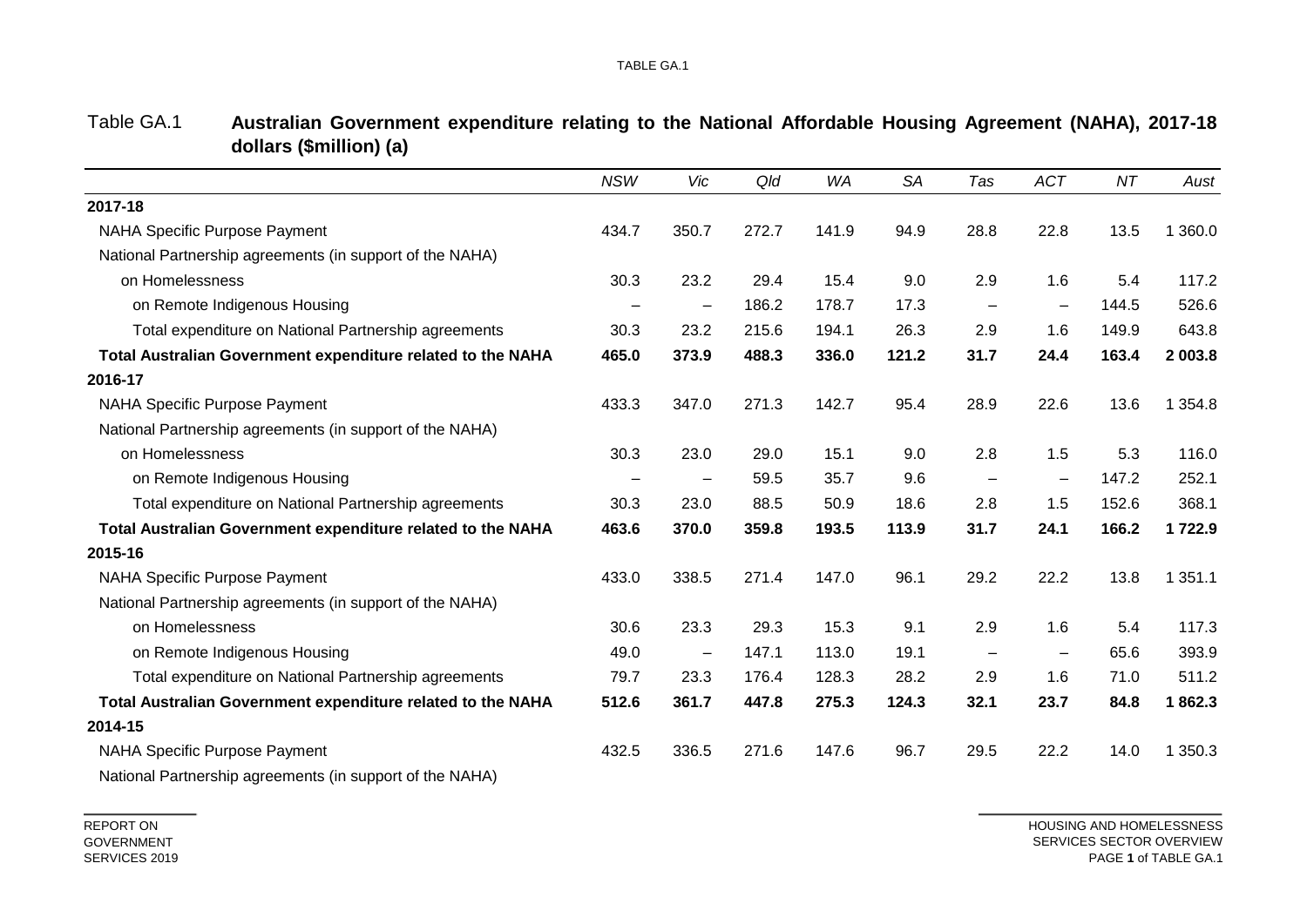Table GA.1 **Australian Government expenditure relating to the National Affordable Housing Agreement (NAHA), 2017-18 dollars ($million) (a)**

| | *NSW* | *Vic* | *Qld* | *WA* | *SA* | *Tas* | *ACT* | *NT* | *Aust* |
|---|---|---|---|---|---|---|---|---|---|
| **2017-18** | | | | | | | | | |
| NAHA Specific Purpose Payment | 434.7 | 350.7 | 272.7 | 141.9 | 94.9 | 28.8 | 22.8 | 13.5 | 1 360.0 |
| National Partnership agreements (in support of the NAHA) | | | | | | | | | |
| on Homelessness | 30.3 | 23.2 | 29.4 | 15.4 | 9.0 | 2.9 | 1.6 | 5.4 | 117.2 |
| on Remote Indigenous Housing | – | – | 186.2 | 178.7 | 17.3 | – | – | 144.5 | 526.6 |
| Total expenditure on National Partnership agreements | 30.3 | 23.2 | 215.6 | 194.1 | 26.3 | 2.9 | 1.6 | 149.9 | 643.8 |
| **Total Australian Government expenditure related to the NAHA** | **465.0** | **373.9** | **488.3** | **336.0** | **121.2** | **31.7** | **24.4** | **163.4** | **2 003.8** |
| **2016-17** | | | | | | | | | |
| NAHA Specific Purpose Payment | 433.3 | 347.0 | 271.3 | 142.7 | 95.4 | 28.9 | 22.6 | 13.6 | 1 354.8 |
| National Partnership agreements (in support of the NAHA) | | | | | | | | | |
| on Homelessness | 30.3 | 23.0 | 29.0 | 15.1 | 9.0 | 2.8 | 1.5 | 5.3 | 116.0 |
| on Remote Indigenous Housing | – | – | 59.5 | 35.7 | 9.6 | – | – | 147.2 | 252.1 |
| Total expenditure on National Partnership agreements | 30.3 | 23.0 | 88.5 | 50.9 | 18.6 | 2.8 | 1.5 | 152.6 | 368.1 |
| **Total Australian Government expenditure related to the NAHA** | **463.6** | **370.0** | **359.8** | **193.5** | **113.9** | **31.7** | **24.1** | **166.2** | **1 722.9** |
| **2015-16** | | | | | | | | | |
| NAHA Specific Purpose Payment | 433.0 | 338.5 | 271.4 | 147.0 | 96.1 | 29.2 | 22.2 | 13.8 | 1 351.1 |
| National Partnership agreements (in support of the NAHA) | | | | | | | | | |
| on Homelessness | 30.6 | 23.3 | 29.3 | 15.3 | 9.1 | 2.9 | 1.6 | 5.4 | 117.3 |
| on Remote Indigenous Housing | 49.0 | – | 147.1 | 113.0 | 19.1 | – | – | 65.6 | 393.9 |
| Total expenditure on National Partnership agreements | 79.7 | 23.3 | 176.4 | 128.3 | 28.2 | 2.9 | 1.6 | 71.0 | 511.2 |
| **Total Australian Government expenditure related to the NAHA** | **512.6** | **361.7** | **447.8** | **275.3** | **124.3** | **32.1** | **23.7** | **84.8** | **1 862.3** |
| **2014-15** | | | | | | | | | |
| NAHA Specific Purpose Payment | 432.5 | 336.5 | 271.6 | 147.6 | 96.7 | 29.5 | 22.2 | 14.0 | 1 350.3 |
| National Partnership agreements (in support of the NAHA) | | | | | | | | | |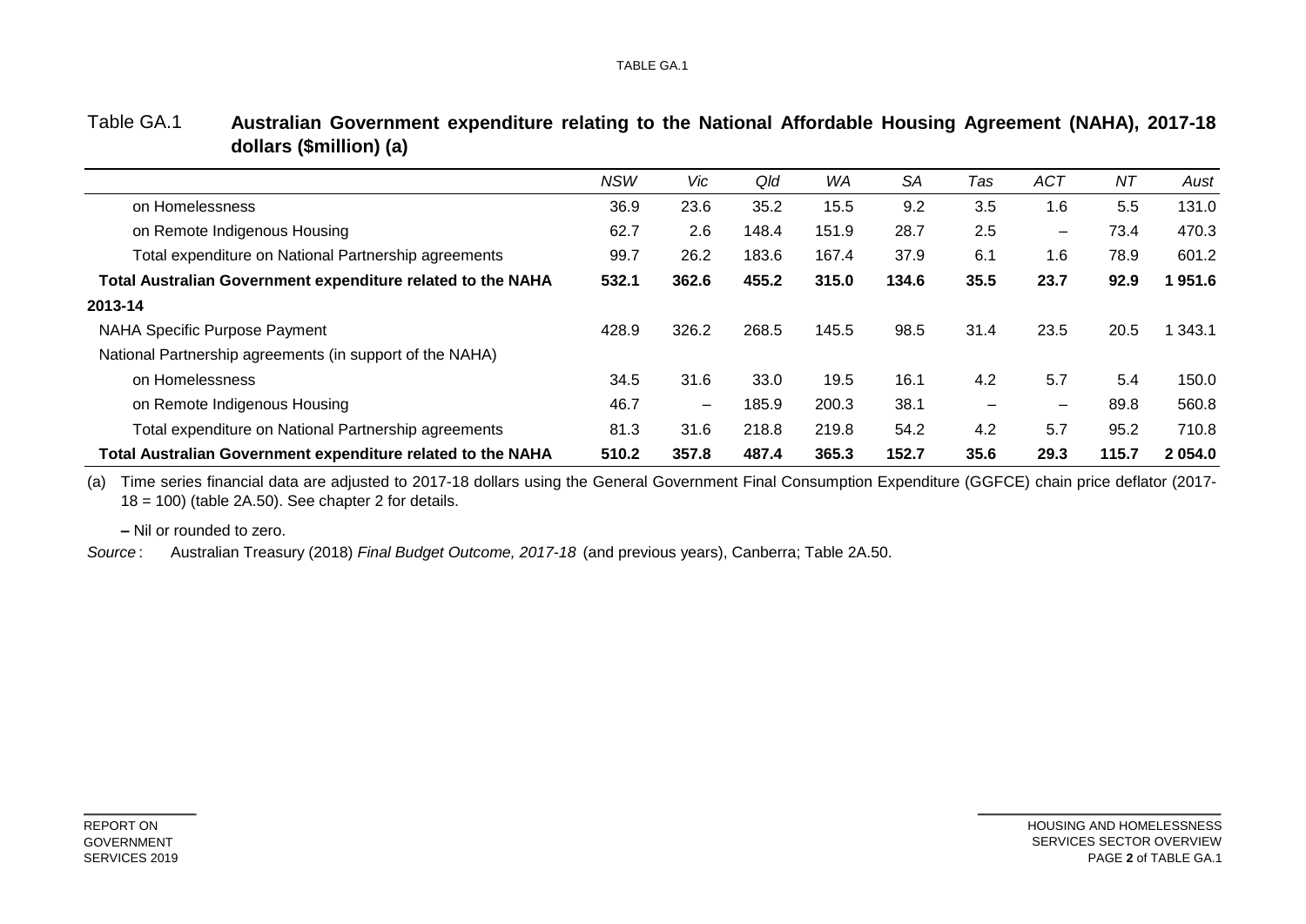Table GA.1 **Australian Government expenditure relating to the National Affordable Housing Agreement (NAHA), 2017-18 dollars ($million) (a)**

| | *NSW* | *Vic* | *Qld* | *WA* | *SA* | *Tas* | *ACT* | *NT* | *Aust* |
|---|---|---|---|---|---|---|---|---|---|
| on Homelessness | 36.9 | 23.6 | 35.2 | 15.5 | 9.2 | 3.5 | 1.6 | 5.5 | 131.0 |
| on Remote Indigenous Housing | 62.7 | 2.6 | 148.4 | 151.9 | 28.7 | 2.5 | – | 73.4 | 470.3 |
| Total expenditure on National Partnership agreements | 99.7 | 26.2 | 183.6 | 167.4 | 37.9 | 6.1 | 1.6 | 78.9 | 601.2 |
| **Total Australian Government expenditure related to the NAHA** | **532.1** | **362.6** | **455.2** | **315.0** | **134.6** | **35.5** | **23.7** | **92.9** | **1 951.6** |
| **2013-14** | | | | | | | | | |
| NAHA Specific Purpose Payment | 428.9 | 326.2 | 268.5 | 145.5 | 98.5 | 31.4 | 23.5 | 20.5 | 1 343.1 |
| National Partnership agreements (in support of the NAHA) | | | | | | | | | |
| on Homelessness | 34.5 | 31.6 | 33.0 | 19.5 | 16.1 | 4.2 | 5.7 | 5.4 | 150.0 |
| on Remote Indigenous Housing | 46.7 | – | 185.9 | 200.3 | 38.1 | – | – | 89.8 | 560.8 |
| Total expenditure on National Partnership agreements | 81.3 | 31.6 | 218.8 | 219.8 | 54.2 | 4.2 | 5.7 | 95.2 | 710.8 |
| **Total Australian Government expenditure related to the NAHA** | **510.2** | **357.8** | **487.4** | **365.3** | **152.7** | **35.6** | **29.3** | **115.7** | **2 054.0** |

(a) Time series financial data are adjusted to 2017-18 dollars using the General Government Final Consumption Expenditure (GGFCE) chain price deflator (2017-18 = 100) (table 2A.50). See chapter 2 for details.

**–** Nil or rounded to zero.

*Source* : Australian Treasury (2018) *Final Budget Outcome, 2017-18* (and previous years), Canberra; Table 2A.50.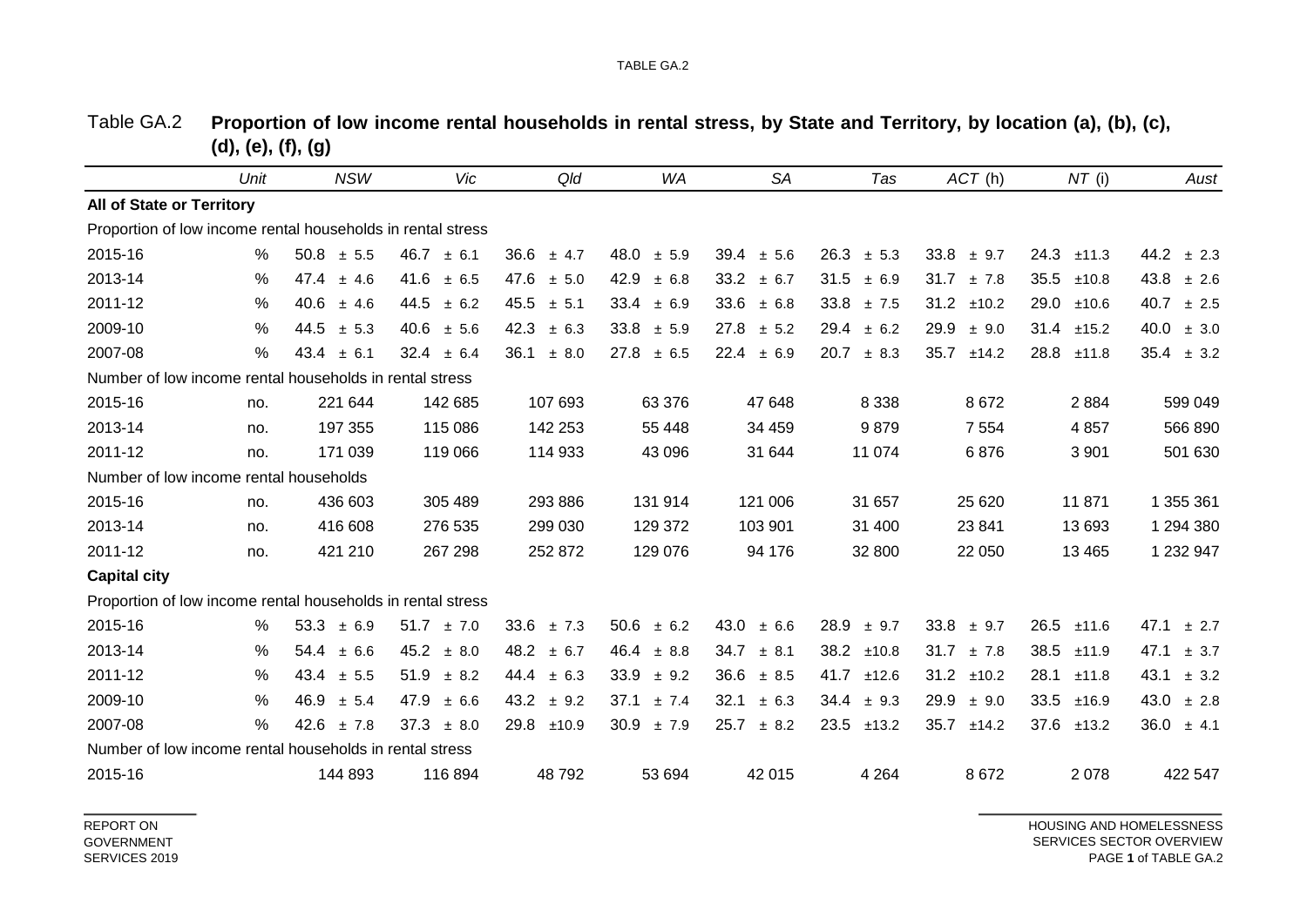Table GA.2 **Proportion of low income rental households in rental stress, by State and Territory, by location (a), (b), (c), (d), (e), (f), (g)**

| | Unit | NSW | Vic | Qld | WA | SA | Tas | ACT (h) | NT (i) | Aust |
|---|---|---|---|---|---|---|---|---|---|---|
| **All of State or Territory** | | | | | | | | | | |
| Proportion of low income rental households in rental stress | | | | | | | | | | |
| 2015-16 | % | 50.8 ± 5.5 | 46.7 ± 6.1 | 36.6 ± 4.7 | 48.0 ± 5.9 | 39.4 ± 5.6 | 26.3 ± 5.3 | 33.8 ± 9.7 | 24.3 ±11.3 | 44.2 ± 2.3 |
| 2013-14 | % | 47.4 ± 4.6 | 41.6 ± 6.5 | 47.6 ± 5.0 | 42.9 ± 6.8 | 33.2 ± 6.7 | 31.5 ± 6.9 | 31.7 ± 7.8 | 35.5 ±10.8 | 43.8 ± 2.6 |
| 2011-12 | % | 40.6 ± 4.6 | 44.5 ± 6.2 | 45.5 ± 5.1 | 33.4 ± 6.9 | 33.6 ± 6.8 | 33.8 ± 7.5 | 31.2 ±10.2 | 29.0 ±10.6 | 40.7 ± 2.5 |
| 2009-10 | % | 44.5 ± 5.3 | 40.6 ± 5.6 | 42.3 ± 6.3 | 33.8 ± 5.9 | 27.8 ± 5.2 | 29.4 ± 6.2 | 29.9 ± 9.0 | 31.4 ±15.2 | 40.0 ± 3.0 |
| 2007-08 | % | 43.4 ± 6.1 | 32.4 ± 6.4 | 36.1 ± 8.0 | 27.8 ± 6.5 | 22.4 ± 6.9 | 20.7 ± 8.3 | 35.7 ±14.2 | 28.8 ±11.8 | 35.4 ± 3.2 |
| Number of low income rental households in rental stress | | | | | | | | | | |
| 2015-16 | no. | 221 644 | 142 685 | 107 693 | 63 376 | 47 648 | 8 338 | 8 672 | 2 884 | 599 049 |
| 2013-14 | no. | 197 355 | 115 086 | 142 253 | 55 448 | 34 459 | 9 879 | 7 554 | 4 857 | 566 890 |
| 2011-12 | no. | 171 039 | 119 066 | 114 933 | 43 096 | 31 644 | 11 074 | 6 876 | 3 901 | 501 630 |
| Number of low income rental households | | | | | | | | | | |
| 2015-16 | no. | 436 603 | 305 489 | 293 886 | 131 914 | 121 006 | 31 657 | 25 620 | 11 871 | 1 355 361 |
| 2013-14 | no. | 416 608 | 276 535 | 299 030 | 129 372 | 103 901 | 31 400 | 23 841 | 13 693 | 1 294 380 |
| 2011-12 | no. | 421 210 | 267 298 | 252 872 | 129 076 | 94 176 | 32 800 | 22 050 | 13 465 | 1 232 947 |
| **Capital city** | | | | | | | | | | |
| Proportion of low income rental households in rental stress | | | | | | | | | | |
| 2015-16 | % | 53.3 ± 6.9 | 51.7 ± 7.0 | 33.6 ± 7.3 | 50.6 ± 6.2 | 43.0 ± 6.6 | 28.9 ± 9.7 | 33.8 ± 9.7 | 26.5 ±11.6 | 47.1 ± 2.7 |
| 2013-14 | % | 54.4 ± 6.6 | 45.2 ± 8.0 | 48.2 ± 6.7 | 46.4 ± 8.8 | 34.7 ± 8.1 | 38.2 ±10.8 | 31.7 ± 7.8 | 38.5 ±11.9 | 47.1 ± 3.7 |
| 2011-12 | % | 43.4 ± 5.5 | 51.9 ± 8.2 | 44.4 ± 6.3 | 33.9 ± 9.2 | 36.6 ± 8.5 | 41.7 ±12.6 | 31.2 ±10.2 | 28.1 ±11.8 | 43.1 ± 3.2 |
| 2009-10 | % | 46.9 ± 5.4 | 47.9 ± 6.6 | 43.2 ± 9.2 | 37.1 ± 7.4 | 32.1 ± 6.3 | 34.4 ± 9.3 | 29.9 ± 9.0 | 33.5 ±16.9 | 43.0 ± 2.8 |
| 2007-08 | % | 42.6 ± 7.8 | 37.3 ± 8.0 | 29.8 ±10.9 | 30.9 ± 7.9 | 25.7 ± 8.2 | 23.5 ±13.2 | 35.7 ±14.2 | 37.6 ±13.2 | 36.0 ± 4.1 |
| Number of low income rental households in rental stress | | | | | | | | | | |
| 2015-16 | | 144 893 | 116 894 | 48 792 | 53 694 | 42 015 | 4 264 | 8 672 | 2 078 | 422 547 |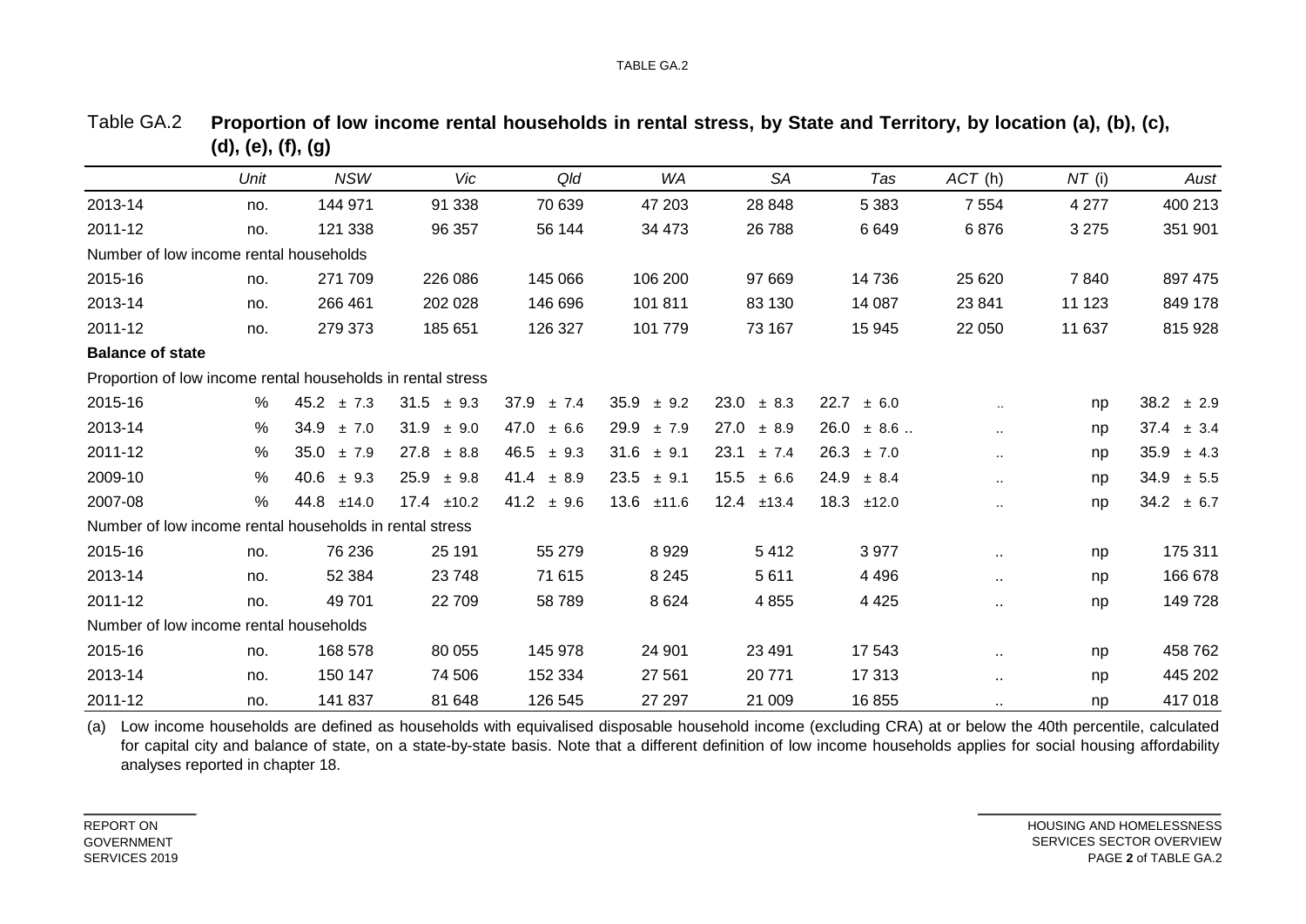Table GA.2 **Proportion of low income rental households in rental stress, by State and Territory, by location (a), (b), (c), (d), (e), (f), (g)**

| | Unit | NSW | Vic | Qld | WA | SA | Tas | ACT (h) | NT (i) | Aust |
|---|---|---|---|---|---|---|---|---|---|---|
| 2013-14 | no. | 144 971 | 91 338 | 70 639 | 47 203 | 28 848 | 5 383 | 7 554 | 4 277 | 400 213 |
| 2011-12 | no. | 121 338 | 96 357 | 56 144 | 34 473 | 26 788 | 6 649 | 6 876 | 3 275 | 351 901 |
| Number of low income rental households | | | | | | | | | | |
| 2015-16 | no. | 271 709 | 226 086 | 145 066 | 106 200 | 97 669 | 14 736 | 25 620 | 7 840 | 897 475 |
| 2013-14 | no. | 266 461 | 202 028 | 146 696 | 101 811 | 83 130 | 14 087 | 23 841 | 11 123 | 849 178 |
| 2011-12 | no. | 279 373 | 185 651 | 126 327 | 101 779 | 73 167 | 15 945 | 22 050 | 11 637 | 815 928 |
| **Balance of state** | | | | | | | | | | |
| Proportion of low income rental households in rental stress | | | | | | | | | | |
| 2015-16 | % | 45.2 ± 7.3 | 31.5 ± 9.3 | 37.9 ± 7.4 | 35.9 ± 9.2 | 23.0 ± 8.3 | 22.7 ± 6.0 | .. | np | 38.2 ± 2.9 |
| 2013-14 | % | 34.9 ± 7.0 | 31.9 ± 9.0 | 47.0 ± 6.6 | 29.9 ± 7.9 | 27.0 ± 8.9 | 26.0 ± 8.6 .. | .. | np | 37.4 ± 3.4 |
| 2011-12 | % | 35.0 ± 7.9 | 27.8 ± 8.8 | 46.5 ± 9.3 | 31.6 ± 9.1 | 23.1 ± 7.4 | 26.3 ± 7.0 | .. | np | 35.9 ± 4.3 |
| 2009-10 | % | 40.6 ± 9.3 | 25.9 ± 9.8 | 41.4 ± 8.9 | 23.5 ± 9.1 | 15.5 ± 6.6 | 24.9 ± 8.4 | .. | np | 34.9 ± 5.5 |
| 2007-08 | % | 44.8 ±14.0 | 17.4 ±10.2 | 41.2 ± 9.6 | 13.6 ±11.6 | 12.4 ±13.4 | 18.3 ±12.0 | .. | np | 34.2 ± 6.7 |
| Number of low income rental households in rental stress | | | | | | | | | | |
| 2015-16 | no. | 76 236 | 25 191 | 55 279 | 8 929 | 5 412 | 3 977 | .. | np | 175 311 |
| 2013-14 | no. | 52 384 | 23 748 | 71 615 | 8 245 | 5 611 | 4 496 | .. | np | 166 678 |
| 2011-12 | no. | 49 701 | 22 709 | 58 789 | 8 624 | 4 855 | 4 425 | .. | np | 149 728 |
| Number of low income rental households | | | | | | | | | | |
| 2015-16 | no. | 168 578 | 80 055 | 145 978 | 24 901 | 23 491 | 17 543 | .. | np | 458 762 |
| 2013-14 | no. | 150 147 | 74 506 | 152 334 | 27 561 | 20 771 | 17 313 | .. | np | 445 202 |
| 2011-12 | no. | 141 837 | 81 648 | 126 545 | 27 297 | 21 009 | 16 855 | .. | np | 417 018 |

(a) Low income households are defined as households with equivalised disposable household income (excluding CRA) at or below the 40th percentile, calculated for capital city and balance of state, on a state-by-state basis. Note that a different definition of low income households applies for social housing affordability analyses reported in chapter 18.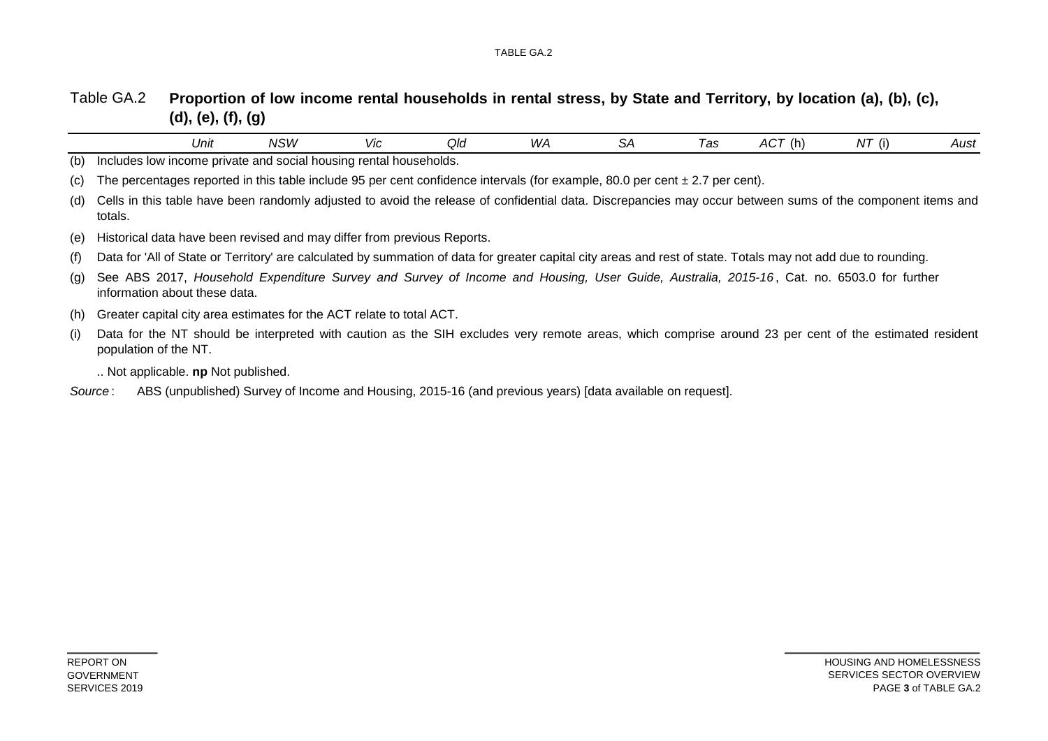Table GA.2 **Proportion of low income rental households in rental stress, by State and Territory, by location (a), (b), (c), (d), (e), (f), (g)**

| | *Unit* | *NSW* | *Vic* | *Qld* | *WA* | *SA* | *Tas* | *ACT* (h) | *NT* (i) | *Aust* |
|---|---|---|---|---|---|---|---|---|---|---|

(b) Includes low income private and social housing rental households.

(c) The percentages reported in this table include 95 per cent confidence intervals (for example, 80.0 per cent ± 2.7 per cent).

(d) Cells in this table have been randomly adjusted to avoid the release of confidential data. Discrepancies may occur between sums of the component items and totals.

(e) Historical data have been revised and may differ from previous Reports.

(f) Data for 'All of State or Territory' are calculated by summation of data for greater capital city areas and rest of state. Totals may not add due to rounding.

(g) See ABS 2017, *Household Expenditure Survey and Survey of Income and Housing, User Guide, Australia, 2015-16*, Cat. no. 6503.0 for further information about these data.

(h) Greater capital city area estimates for the ACT relate to total ACT.

(i) Data for the NT should be interpreted with caution as the SIH excludes very remote areas, which comprise around 23 per cent of the estimated resident population of the NT.

.. Not applicable. **np** Not published.

*Source*: ABS (unpublished) Survey of Income and Housing, 2015-16 (and previous years) [data available on request].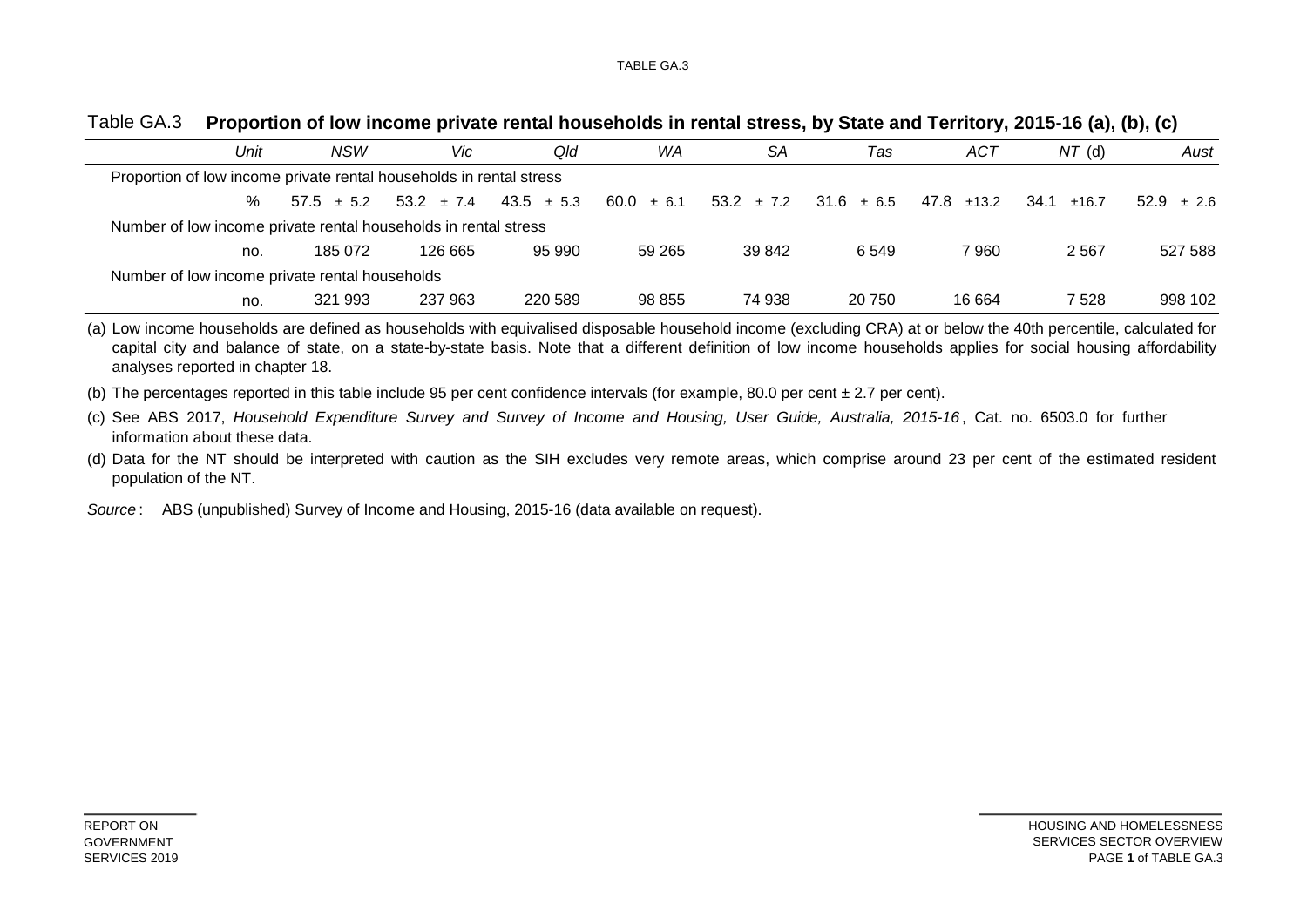## Table GA.3 **Proportion of low income private rental households in rental stress, by State and Territory, 2015-16 (a), (b), (c)**

| | *Unit* | *NSW* | *Vic* | *Qld* | *WA* | *SA* | *Tas* | *ACT* | *NT* (d) | *Aust* |
|---|---|---|---|---|---|---|---|---|---|---|
| Proportion of low income private rental households in rental stress | | | | | | | | | | |
| | % | 57.5 ± 5.2 | 53.2 ± 7.4 | 43.5 ± 5.3 | 60.0 ± 6.1 | 53.2 ± 7.2 | 31.6 ± 6.5 | 47.8 ±13.2 | 34.1 ±16.7 | 52.9 ± 2.6 |
| Number of low income private rental households in rental stress | | | | | | | | | | |
| | no. | 185 072 | 126 665 | 95 990 | 59 265 | 39 842 | 6 549 | 7 960 | 2 567 | 527 588 |
| Number of low income private rental households | | | | | | | | | | |
| | no. | 321 993 | 237 963 | 220 589 | 98 855 | 74 938 | 20 750 | 16 664 | 7 528 | 998 102 |

(a) Low income households are defined as households with equivalised disposable household income (excluding CRA) at or below the 40th percentile, calculated for capital city and balance of state, on a state-by-state basis. Note that a different definition of low income households applies for social housing affordability analyses reported in chapter 18.

(b) The percentages reported in this table include 95 per cent confidence intervals (for example, 80.0 per cent ± 2.7 per cent).

(c) See ABS 2017, *Household Expenditure Survey and Survey of Income and Housing, User Guide, Australia, 2015-16*, Cat. no. 6503.0 for further information about these data.

(d) Data for the NT should be interpreted with caution as the SIH excludes very remote areas, which comprise around 23 per cent of the estimated resident population of the NT.

*Source*: ABS (unpublished) Survey of Income and Housing, 2015-16 (data available on request).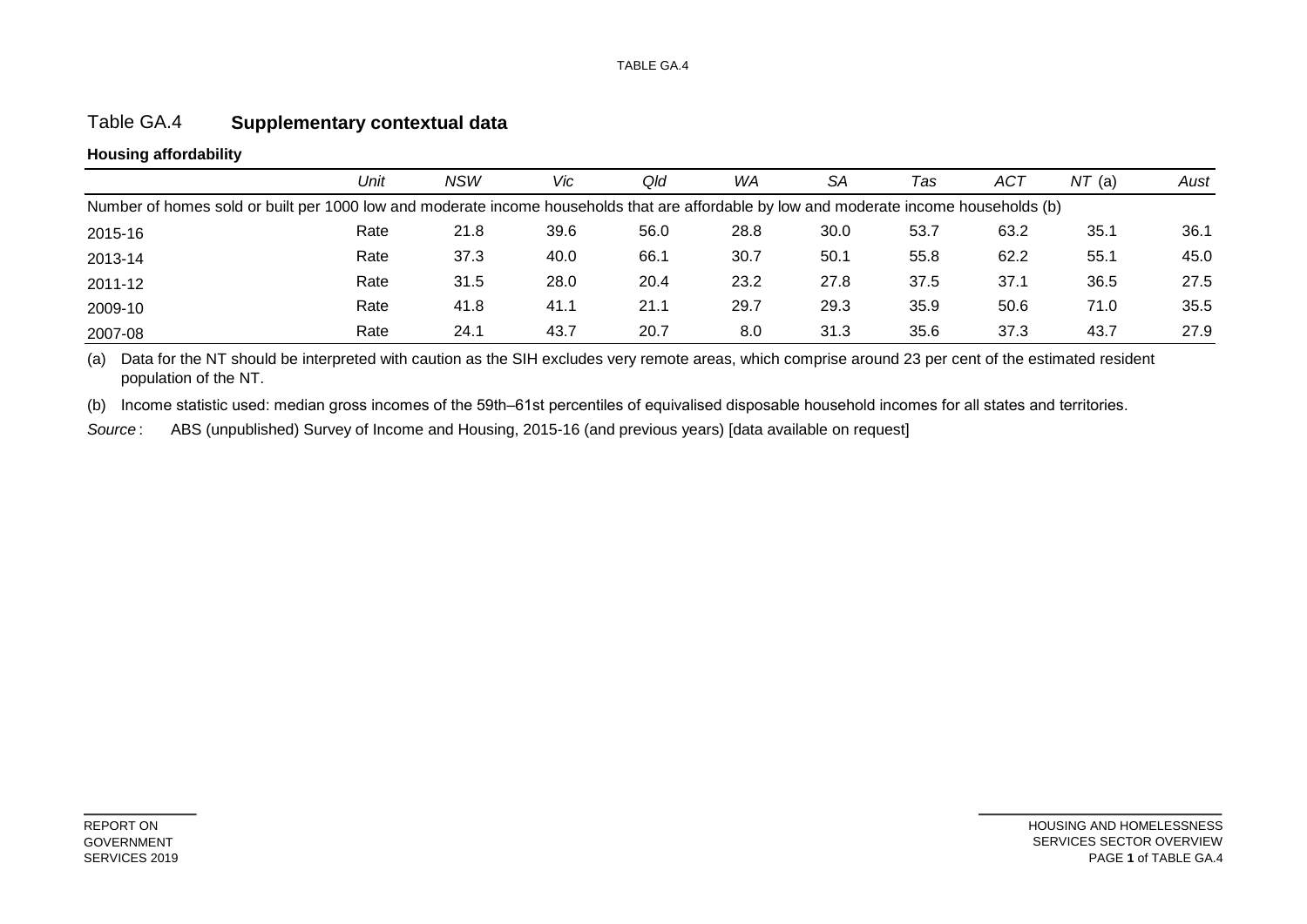# Table GA.4 **Supplementary contextual data**

**Housing affordability**

| | *Unit* | *NSW* | *Vic* | *Qld* | *WA* | *SA* | *Tas* | *ACT* | *NT* (a) | *Aust* |
|---|---|---|---|---|---|---|---|---|---|---|
| Number of homes sold or built per 1000 low and moderate income households that are affordable by low and moderate income households (b) | | | | | | | | | | |
| 2015-16 | Rate | 21.8 | 39.6 | 56.0 | 28.8 | 30.0 | 53.7 | 63.2 | 35.1 | 36.1 |
| 2013-14 | Rate | 37.3 | 40.0 | 66.1 | 30.7 | 50.1 | 55.8 | 62.2 | 55.1 | 45.0 |
| 2011-12 | Rate | 31.5 | 28.0 | 20.4 | 23.2 | 27.8 | 37.5 | 37.1 | 36.5 | 27.5 |
| 2009-10 | Rate | 41.8 | 41.1 | 21.1 | 29.7 | 29.3 | 35.9 | 50.6 | 71.0 | 35.5 |
| 2007-08 | Rate | 24.1 | 43.7 | 20.7 | 8.0 | 31.3 | 35.6 | 37.3 | 43.7 | 27.9 |

(a) Data for the NT should be interpreted with caution as the SIH excludes very remote areas, which comprise around 23 per cent of the estimated resident population of the NT.

(b) Income statistic used: median gross incomes of the 59th–61st percentiles of equivalised disposable household incomes for all states and territories.

*Source* : ABS (unpublished) Survey of Income and Housing, 2015-16 (and previous years) [data available on request]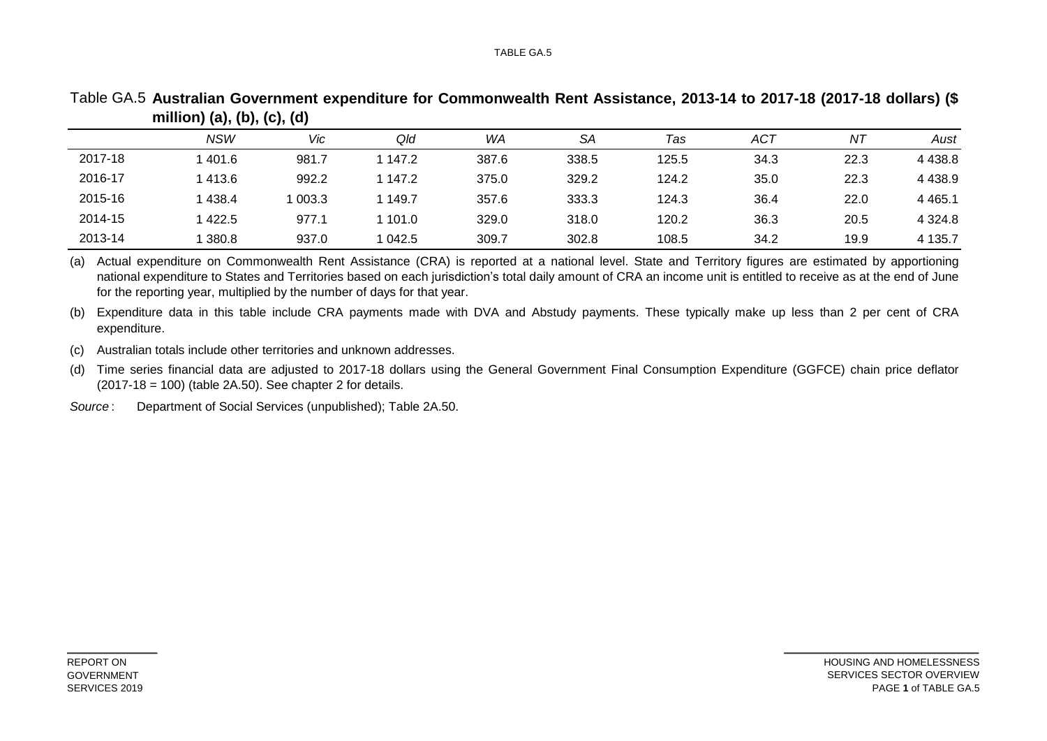Table GA.5 **Australian Government expenditure for Commonwealth Rent Assistance, 2013-14 to 2017-18 (2017-18 dollars) ($ million) (a), (b), (c), (d)**

| | *NSW* | *Vic* | *Qld* | *WA* | *SA* | *Tas* | *ACT* | *NT* | *Aust* |
|---|---|---|---|---|---|---|---|---|---|
| 2017-18 | 1 401.6 | 981.7 | 1 147.2 | 387.6 | 338.5 | 125.5 | 34.3 | 22.3 | 4 438.8 |
| 2016-17 | 1 413.6 | 992.2 | 1 147.2 | 375.0 | 329.2 | 124.2 | 35.0 | 22.3 | 4 438.9 |
| 2015-16 | 1 438.4 | 1 003.3 | 1 149.7 | 357.6 | 333.3 | 124.3 | 36.4 | 22.0 | 4 465.1 |
| 2014-15 | 1 422.5 | 977.1 | 1 101.0 | 329.0 | 318.0 | 120.2 | 36.3 | 20.5 | 4 324.8 |
| 2013-14 | 1 380.8 | 937.0 | 1 042.5 | 309.7 | 302.8 | 108.5 | 34.2 | 19.9 | 4 135.7 |

(a) Actual expenditure on Commonwealth Rent Assistance (CRA) is reported at a national level. State and Territory figures are estimated by apportioning national expenditure to States and Territories based on each jurisdiction's total daily amount of CRA an income unit is entitled to receive as at the end of June for the reporting year, multiplied by the number of days for that year.

(b) Expenditure data in this table include CRA payments made with DVA and Abstudy payments. These typically make up less than 2 per cent of CRA expenditure.

(c) Australian totals include other territories and unknown addresses.

(d) Time series financial data are adjusted to 2017-18 dollars using the General Government Final Consumption Expenditure (GGFCE) chain price deflator (2017-18 = 100) (table 2A.50). See chapter 2 for details.

*Source* : Department of Social Services (unpublished); Table 2A.50.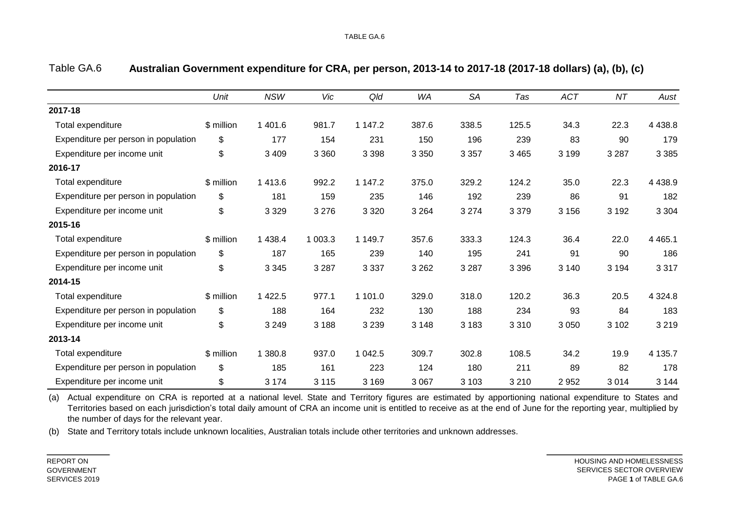Table GA.6 **Australian Government expenditure for CRA, per person, 2013-14 to 2017-18 (2017-18 dollars) (a), (b), (c)**

| | *Unit* | *NSW* | *Vic* | *Qld* | *WA* | *SA* | *Tas* | *ACT* | *NT* | *Aust* |
|---|---|---|---|---|---|---|---|---|---|---|
| **2017-18** | | | | | | | | | | |
| Total expenditure | $ million | 1 401.6 | 981.7 | 1 147.2 | 387.6 | 338.5 | 125.5 | 34.3 | 22.3 | 4 438.8 |
| Expenditure per person in population | $ | 177 | 154 | 231 | 150 | 196 | 239 | 83 | 90 | 179 |
| Expenditure per income unit | $ | 3 409 | 3 360 | 3 398 | 3 350 | 3 357 | 3 465 | 3 199 | 3 287 | 3 385 |
| **2016-17** | | | | | | | | | | |
| Total expenditure | $ million | 1 413.6 | 992.2 | 1 147.2 | 375.0 | 329.2 | 124.2 | 35.0 | 22.3 | 4 438.9 |
| Expenditure per person in population | $ | 181 | 159 | 235 | 146 | 192 | 239 | 86 | 91 | 182 |
| Expenditure per income unit | $ | 3 329 | 3 276 | 3 320 | 3 264 | 3 274 | 3 379 | 3 156 | 3 192 | 3 304 |
| **2015-16** | | | | | | | | | | |
| Total expenditure | $ million | 1 438.4 | 1 003.3 | 1 149.7 | 357.6 | 333.3 | 124.3 | 36.4 | 22.0 | 4 465.1 |
| Expenditure per person in population | $ | 187 | 165 | 239 | 140 | 195 | 241 | 91 | 90 | 186 |
| Expenditure per income unit | $ | 3 345 | 3 287 | 3 337 | 3 262 | 3 287 | 3 396 | 3 140 | 3 194 | 3 317 |
| **2014-15** | | | | | | | | | | |
| Total expenditure | $ million | 1 422.5 | 977.1 | 1 101.0 | 329.0 | 318.0 | 120.2 | 36.3 | 20.5 | 4 324.8 |
| Expenditure per person in population | $ | 188 | 164 | 232 | 130 | 188 | 234 | 93 | 84 | 183 |
| Expenditure per income unit | $ | 3 249 | 3 188 | 3 239 | 3 148 | 3 183 | 3 310 | 3 050 | 3 102 | 3 219 |
| **2013-14** | | | | | | | | | | |
| Total expenditure | $ million | 1 380.8 | 937.0 | 1 042.5 | 309.7 | 302.8 | 108.5 | 34.2 | 19.9 | 4 135.7 |
| Expenditure per person in population | $ | 185 | 161 | 223 | 124 | 180 | 211 | 89 | 82 | 178 |
| Expenditure per income unit | $ | 3 174 | 3 115 | 3 169 | 3 067 | 3 103 | 3 210 | 2 952 | 3 014 | 3 144 |

(a) Actual expenditure on CRA is reported at a national level. State and Territory figures are estimated by apportioning national expenditure to States and Territories based on each jurisdiction's total daily amount of CRA an income unit is entitled to receive as at the end of June for the reporting year, multiplied by the number of days for the relevant year.

(b) State and Territory totals include unknown localities, Australian totals include other territories and unknown addresses.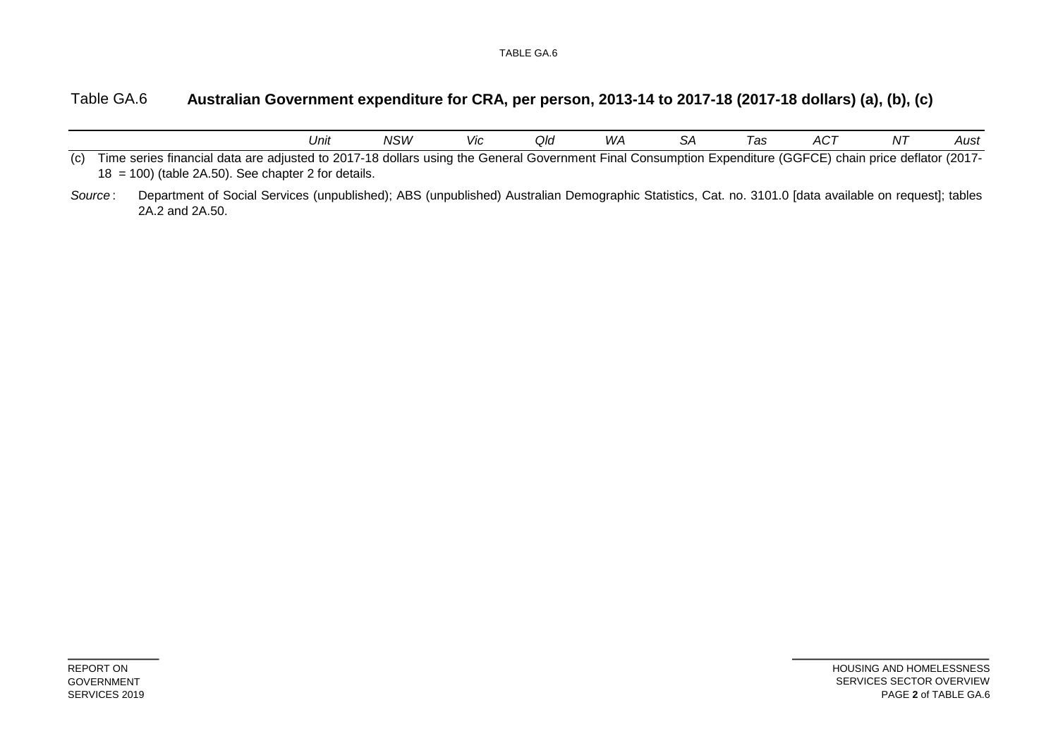Table GA.6 **Australian Government expenditure for CRA, per person, 2013-14 to 2017-18 (2017-18 dollars) (a), (b), (c)**

| | *Unit* | *NSW* | *Vic* | *Qld* | *WA* | *SA* | *Tas* | *ACT* | *NT* | *Aust* |
|---|---|---|---|---|---|---|---|---|---|---|

(c) Time series financial data are adjusted to 2017-18 dollars using the General Government Final Consumption Expenditure (GGFCE) chain price deflator (2017-18 = 100) (table 2A.50). See chapter 2 for details.

*Source* : Department of Social Services (unpublished); ABS (unpublished) Australian Demographic Statistics, Cat. no. 3101.0 [data available on request]; tables 2A.2 and 2A.50.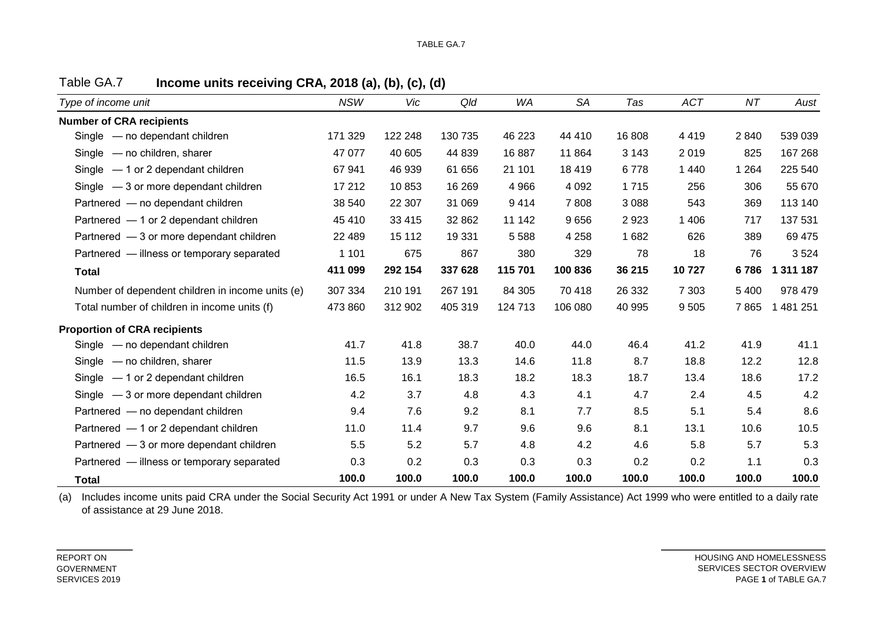## Table GA.7 **Income units receiving CRA, 2018 (a), (b), (c), (d)**

| *Type of income unit* | *NSW* | *Vic* | *Qld* | *WA* | *SA* | *Tas* | *ACT* | *NT* | *Aust* |
|---|---|---|---|---|---|---|---|---|---|
| **Number of CRA recipients** | | | | | | | | | |
| Single — no dependant children | 171 329 | 122 248 | 130 735 | 46 223 | 44 410 | 16 808 | 4 419 | 2 840 | 539 039 |
| Single — no children, sharer | 47 077 | 40 605 | 44 839 | 16 887 | 11 864 | 3 143 | 2 019 | 825 | 167 268 |
| Single — 1 or 2 dependant children | 67 941 | 46 939 | 61 656 | 21 101 | 18 419 | 6 778 | 1 440 | 1 264 | 225 540 |
| Single — 3 or more dependant children | 17 212 | 10 853 | 16 269 | 4 966 | 4 092 | 1 715 | 256 | 306 | 55 670 |
| Partnered — no dependant children | 38 540 | 22 307 | 31 069 | 9 414 | 7 808 | 3 088 | 543 | 369 | 113 140 |
| Partnered — 1 or 2 dependant children | 45 410 | 33 415 | 32 862 | 11 142 | 9 656 | 2 923 | 1 406 | 717 | 137 531 |
| Partnered — 3 or more dependant children | 22 489 | 15 112 | 19 331 | 5 588 | 4 258 | 1 682 | 626 | 389 | 69 475 |
| Partnered — illness or temporary separated | 1 101 | 675 | 867 | 380 | 329 | 78 | 18 | 76 | 3 524 |
| **Total** | **411 099** | **292 154** | **337 628** | **115 701** | **100 836** | **36 215** | **10 727** | **6 786** | **1 311 187** |
| Number of dependent children in income units (e) | 307 334 | 210 191 | 267 191 | 84 305 | 70 418 | 26 332 | 7 303 | 5 400 | 978 479 |
| Total number of children in income units (f) | 473 860 | 312 902 | 405 319 | 124 713 | 106 080 | 40 995 | 9 505 | 7 865 | 1 481 251 |
| **Proportion of CRA recipients** | | | | | | | | | |
| Single — no dependant children | 41.7 | 41.8 | 38.7 | 40.0 | 44.0 | 46.4 | 41.2 | 41.9 | 41.1 |
| Single — no children, sharer | 11.5 | 13.9 | 13.3 | 14.6 | 11.8 | 8.7 | 18.8 | 12.2 | 12.8 |
| Single — 1 or 2 dependant children | 16.5 | 16.1 | 18.3 | 18.2 | 18.3 | 18.7 | 13.4 | 18.6 | 17.2 |
| Single — 3 or more dependant children | 4.2 | 3.7 | 4.8 | 4.3 | 4.1 | 4.7 | 2.4 | 4.5 | 4.2 |
| Partnered — no dependant children | 9.4 | 7.6 | 9.2 | 8.1 | 7.7 | 8.5 | 5.1 | 5.4 | 8.6 |
| Partnered — 1 or 2 dependant children | 11.0 | 11.4 | 9.7 | 9.6 | 9.6 | 8.1 | 13.1 | 10.6 | 10.5 |
| Partnered — 3 or more dependant children | 5.5 | 5.2 | 5.7 | 4.8 | 4.2 | 4.6 | 5.8 | 5.7 | 5.3 |
| Partnered — illness or temporary separated | 0.3 | 0.2 | 0.3 | 0.3 | 0.3 | 0.2 | 0.2 | 1.1 | 0.3 |
| **Total** | **100.0** | **100.0** | **100.0** | **100.0** | **100.0** | **100.0** | **100.0** | **100.0** | **100.0** |

(a) Includes income units paid CRA under the Social Security Act 1991 or under A New Tax System (Family Assistance) Act 1999 who were entitled to a daily rate of assistance at 29 June 2018.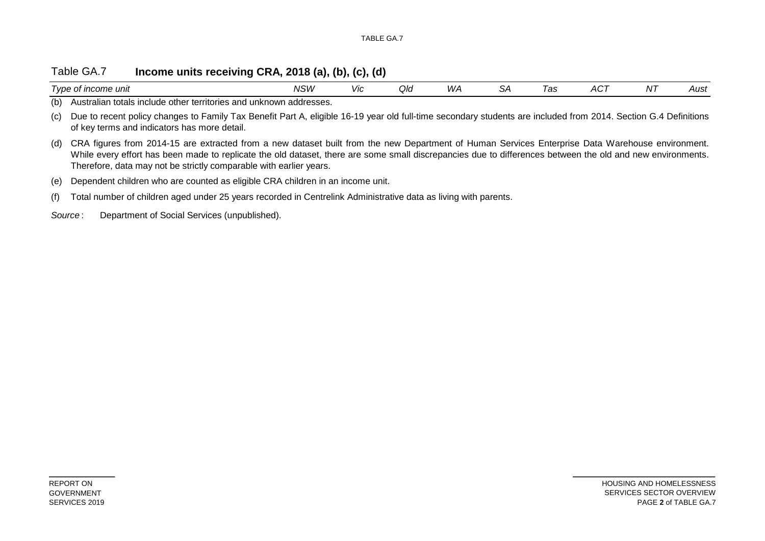Table GA.7 **Income units receiving CRA, 2018 (a), (b), (c), (d)**

| *Type of income unit* | *NSW* | *Vic* | *Qld* | *WA* | *SA* | *Tas* | *ACT* | *NT* | *Aust* |
|---|---|---|---|---|---|---|---|---|---|

(b) Australian totals include other territories and unknown addresses.

(c) Due to recent policy changes to Family Tax Benefit Part A, eligible 16-19 year old full-time secondary students are included from 2014. Section G.4 Definitions of key terms and indicators has more detail.

(d) CRA figures from 2014-15 are extracted from a new dataset built from the new Department of Human Services Enterprise Data Warehouse environment. While every effort has been made to replicate the old dataset, there are some small discrepancies due to differences between the old and new environments. Therefore, data may not be strictly comparable with earlier years.

(e) Dependent children who are counted as eligible CRA children in an income unit.

(f) Total number of children aged under 25 years recorded in Centrelink Administrative data as living with parents.

*Source* : Department of Social Services (unpublished).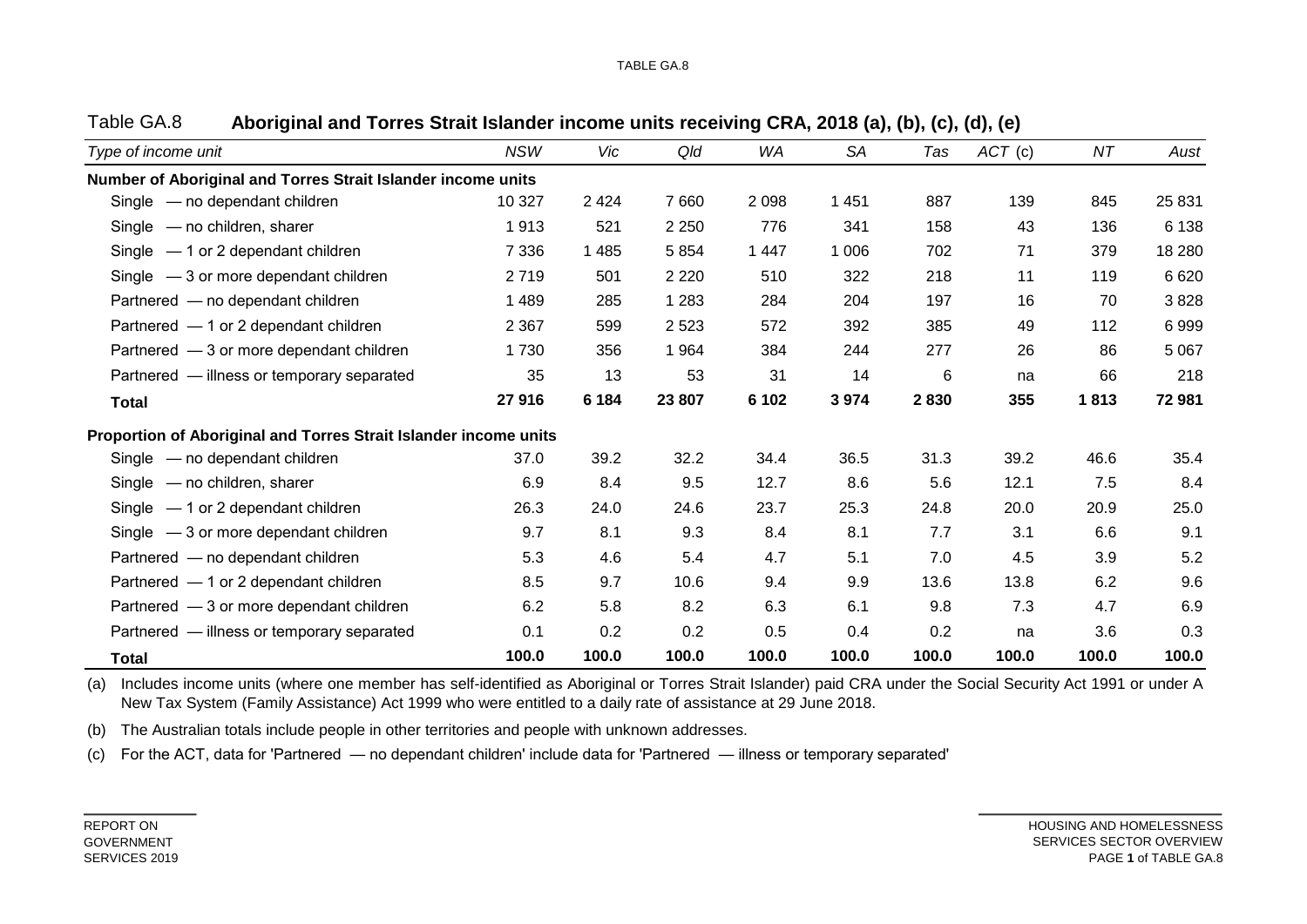## Table GA.8 Aboriginal and Torres Strait Islander income units receiving CRA, 2018 (a), (b), (c), (d), (e)

| *Type of income unit* | *NSW* | *Vic* | *Qld* | *WA* | *SA* | *Tas* | *ACT* (c) | *NT* | *Aust* |
|---|---|---|---|---|---|---|---|---|---|
| **Number of Aboriginal and Torres Strait Islander income units** | | | | | | | | | |
| Single — no dependant children | 10 327 | 2 424 | 7 660 | 2 098 | 1 451 | 887 | 139 | 845 | 25 831 |
| Single — no children, sharer | 1 913 | 521 | 2 250 | 776 | 341 | 158 | 43 | 136 | 6 138 |
| Single — 1 or 2 dependant children | 7 336 | 1 485 | 5 854 | 1 447 | 1 006 | 702 | 71 | 379 | 18 280 |
| Single — 3 or more dependant children | 2 719 | 501 | 2 220 | 510 | 322 | 218 | 11 | 119 | 6 620 |
| Partnered — no dependant children | 1 489 | 285 | 1 283 | 284 | 204 | 197 | 16 | 70 | 3 828 |
| Partnered — 1 or 2 dependant children | 2 367 | 599 | 2 523 | 572 | 392 | 385 | 49 | 112 | 6 999 |
| Partnered — 3 or more dependant children | 1 730 | 356 | 1 964 | 384 | 244 | 277 | 26 | 86 | 5 067 |
| Partnered — illness or temporary separated | 35 | 13 | 53 | 31 | 14 | 6 | na | 66 | 218 |
| **Total** | **27 916** | **6 184** | **23 807** | **6 102** | **3 974** | **2 830** | **355** | **1 813** | **72 981** |
| **Proportion of Aboriginal and Torres Strait Islander income units** | | | | | | | | | |
| Single — no dependant children | 37.0 | 39.2 | 32.2 | 34.4 | 36.5 | 31.3 | 39.2 | 46.6 | 35.4 |
| Single — no children, sharer | 6.9 | 8.4 | 9.5 | 12.7 | 8.6 | 5.6 | 12.1 | 7.5 | 8.4 |
| Single — 1 or 2 dependant children | 26.3 | 24.0 | 24.6 | 23.7 | 25.3 | 24.8 | 20.0 | 20.9 | 25.0 |
| Single — 3 or more dependant children | 9.7 | 8.1 | 9.3 | 8.4 | 8.1 | 7.7 | 3.1 | 6.6 | 9.1 |
| Partnered — no dependant children | 5.3 | 4.6 | 5.4 | 4.7 | 5.1 | 7.0 | 4.5 | 3.9 | 5.2 |
| Partnered — 1 or 2 dependant children | 8.5 | 9.7 | 10.6 | 9.4 | 9.9 | 13.6 | 13.8 | 6.2 | 9.6 |
| Partnered — 3 or more dependant children | 6.2 | 5.8 | 8.2 | 6.3 | 6.1 | 9.8 | 7.3 | 4.7 | 6.9 |
| Partnered — illness or temporary separated | 0.1 | 0.2 | 0.2 | 0.5 | 0.4 | 0.2 | na | 3.6 | 0.3 |
| **Total** | **100.0** | **100.0** | **100.0** | **100.0** | **100.0** | **100.0** | **100.0** | **100.0** | **100.0** |

(a) Includes income units (where one member has self-identified as Aboriginal or Torres Strait Islander) paid CRA under the Social Security Act 1991 or under A New Tax System (Family Assistance) Act 1999 who were entitled to a daily rate of assistance at 29 June 2018.

(b) The Australian totals include people in other territories and people with unknown addresses.

(c) For the ACT, data for 'Partnered — no dependant children' include data for 'Partnered — illness or temporary separated'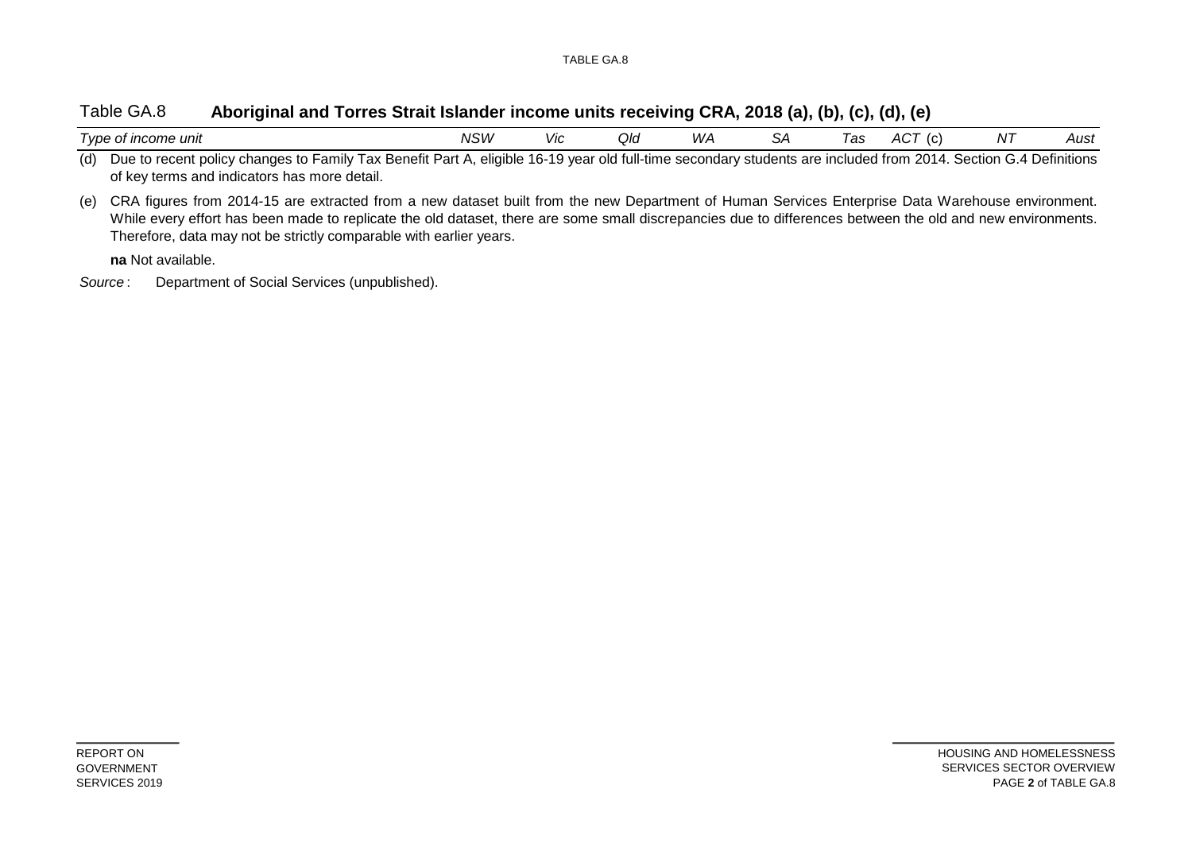Table GA.8 **Aboriginal and Torres Strait Islander income units receiving CRA, 2018 (a), (b), (c), (d), (e)**

| *Type of income unit* | *NSW* | *Vic* | *Qld* | *WA* | *SA* | *Tas* | *ACT* (c) | *NT* | *Aust* |
|---|---|---|---|---|---|---|---|---|---|

(d) Due to recent policy changes to Family Tax Benefit Part A, eligible 16-19 year old full-time secondary students are included from 2014. Section G.4 Definitions of key terms and indicators has more detail.

(e) CRA figures from 2014-15 are extracted from a new dataset built from the new Department of Human Services Enterprise Data Warehouse environment. While every effort has been made to replicate the old dataset, there are some small discrepancies due to differences between the old and new environments. Therefore, data may not be strictly comparable with earlier years.

**na** Not available.

*Source* : Department of Social Services (unpublished).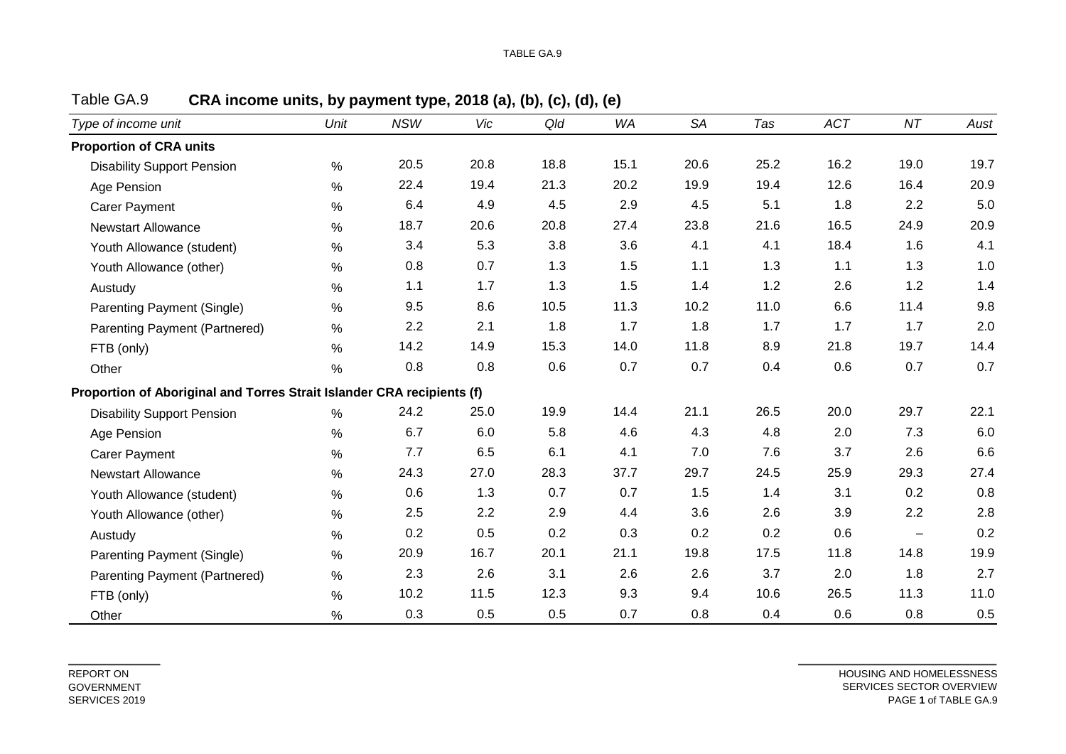Table GA.9 **CRA income units, by payment type, 2018 (a), (b), (c), (d), (e)**

| *Type of income unit* | *Unit* | *NSW* | *Vic* | *Qld* | *WA* | *SA* | *Tas* | *ACT* | *NT* | *Aust* |
|---|---|---|---|---|---|---|---|---|---|---|
| **Proportion of CRA units** | | | | | | | | | | |
| Disability Support Pension | % | 20.5 | 20.8 | 18.8 | 15.1 | 20.6 | 25.2 | 16.2 | 19.0 | 19.7 |
| Age Pension | % | 22.4 | 19.4 | 21.3 | 20.2 | 19.9 | 19.4 | 12.6 | 16.4 | 20.9 |
| Carer Payment | % | 6.4 | 4.9 | 4.5 | 2.9 | 4.5 | 5.1 | 1.8 | 2.2 | 5.0 |
| Newstart Allowance | % | 18.7 | 20.6 | 20.8 | 27.4 | 23.8 | 21.6 | 16.5 | 24.9 | 20.9 |
| Youth Allowance (student) | % | 3.4 | 5.3 | 3.8 | 3.6 | 4.1 | 4.1 | 18.4 | 1.6 | 4.1 |
| Youth Allowance (other) | % | 0.8 | 0.7 | 1.3 | 1.5 | 1.1 | 1.3 | 1.1 | 1.3 | 1.0 |
| Austudy | % | 1.1 | 1.7 | 1.3 | 1.5 | 1.4 | 1.2 | 2.6 | 1.2 | 1.4 |
| Parenting Payment (Single) | % | 9.5 | 8.6 | 10.5 | 11.3 | 10.2 | 11.0 | 6.6 | 11.4 | 9.8 |
| Parenting Payment (Partnered) | % | 2.2 | 2.1 | 1.8 | 1.7 | 1.8 | 1.7 | 1.7 | 1.7 | 2.0 |
| FTB (only) | % | 14.2 | 14.9 | 15.3 | 14.0 | 11.8 | 8.9 | 21.8 | 19.7 | 14.4 |
| Other | % | 0.8 | 0.8 | 0.6 | 0.7 | 0.7 | 0.4 | 0.6 | 0.7 | 0.7 |
| **Proportion of Aboriginal and Torres Strait Islander CRA recipients (f)** | | | | | | | | | | |
| Disability Support Pension | % | 24.2 | 25.0 | 19.9 | 14.4 | 21.1 | 26.5 | 20.0 | 29.7 | 22.1 |
| Age Pension | % | 6.7 | 6.0 | 5.8 | 4.6 | 4.3 | 4.8 | 2.0 | 7.3 | 6.0 |
| Carer Payment | % | 7.7 | 6.5 | 6.1 | 4.1 | 7.0 | 7.6 | 3.7 | 2.6 | 6.6 |
| Newstart Allowance | % | 24.3 | 27.0 | 28.3 | 37.7 | 29.7 | 24.5 | 25.9 | 29.3 | 27.4 |
| Youth Allowance (student) | % | 0.6 | 1.3 | 0.7 | 0.7 | 1.5 | 1.4 | 3.1 | 0.2 | 0.8 |
| Youth Allowance (other) | % | 2.5 | 2.2 | 2.9 | 4.4 | 3.6 | 2.6 | 3.9 | 2.2 | 2.8 |
| Austudy | % | 0.2 | 0.5 | 0.2 | 0.3 | 0.2 | 0.2 | 0.6 | – | 0.2 |
| Parenting Payment (Single) | % | 20.9 | 16.7 | 20.1 | 21.1 | 19.8 | 17.5 | 11.8 | 14.8 | 19.9 |
| Parenting Payment (Partnered) | % | 2.3 | 2.6 | 3.1 | 2.6 | 2.6 | 3.7 | 2.0 | 1.8 | 2.7 |
| FTB (only) | % | 10.2 | 11.5 | 12.3 | 9.3 | 9.4 | 10.6 | 26.5 | 11.3 | 11.0 |
| Other | % | 0.3 | 0.5 | 0.5 | 0.7 | 0.8 | 0.4 | 0.6 | 0.8 | 0.5 |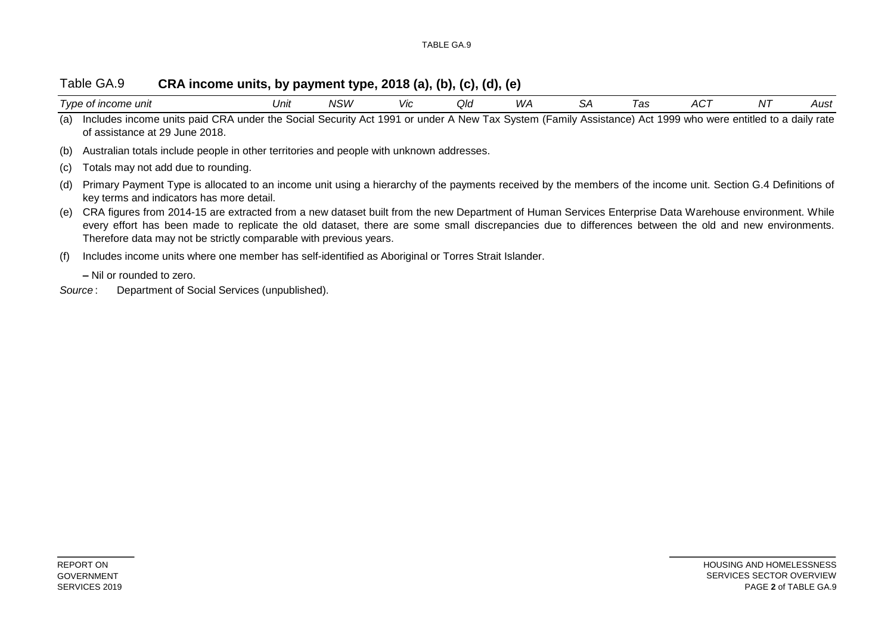## Table GA.9 CRA income units, by payment type, 2018 (a), (b), (c), (d), (e)

| *Type of income unit* | *Unit* | *NSW* | *Vic* | *Qld* | *WA* | *SA* | *Tas* | *ACT* | *NT* | *Aust* |
|---|---|---|---|---|---|---|---|---|---|---|

(a) Includes income units paid CRA under the Social Security Act 1991 or under A New Tax System (Family Assistance) Act 1999 who were entitled to a daily rate of assistance at 29 June 2018.

(b) Australian totals include people in other territories and people with unknown addresses.

(c) Totals may not add due to rounding.

(d) Primary Payment Type is allocated to an income unit using a hierarchy of the payments received by the members of the income unit. Section G.4 Definitions of key terms and indicators has more detail.

(e) CRA figures from 2014-15 are extracted from a new dataset built from the new Department of Human Services Enterprise Data Warehouse environment. While every effort has been made to replicate the old dataset, there are some small discrepancies due to differences between the old and new environments. Therefore data may not be strictly comparable with previous years.

(f) Includes income units where one member has self-identified as Aboriginal or Torres Strait Islander.

**–** Nil or rounded to zero.

*Source* : Department of Social Services (unpublished).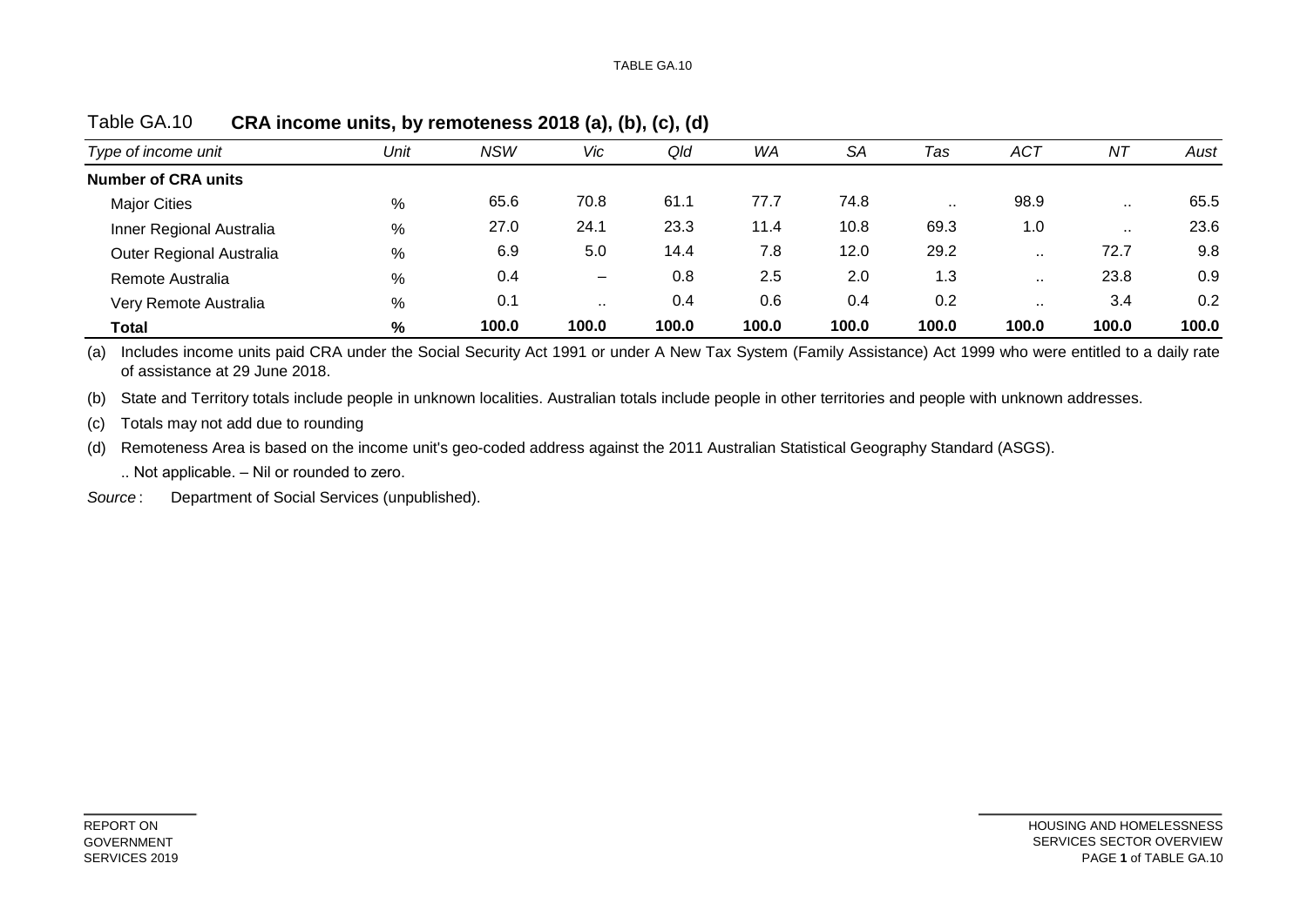## Table GA.10 **CRA income units, by remoteness 2018 (a), (b), (c), (d)**

| *Type of income unit* | *Unit* | *NSW* | *Vic* | *Qld* | *WA* | *SA* | *Tas* | *ACT* | *NT* | *Aust* |
|---|---|---|---|---|---|---|---|---|---|---|
| **Number of CRA units** | | | | | | | | | | |
| Major Cities | % | 65.6 | 70.8 | 61.1 | 77.7 | 74.8 | .. | 98.9 | .. | 65.5 |
| Inner Regional Australia | % | 27.0 | 24.1 | 23.3 | 11.4 | 10.8 | 69.3 | 1.0 | .. | 23.6 |
| Outer Regional Australia | % | 6.9 | 5.0 | 14.4 | 7.8 | 12.0 | 29.2 | .. | 72.7 | 9.8 |
| Remote Australia | % | 0.4 | – | 0.8 | 2.5 | 2.0 | 1.3 | .. | 23.8 | 0.9 |
| Very Remote Australia | % | 0.1 | .. | 0.4 | 0.6 | 0.4 | 0.2 | .. | 3.4 | 0.2 |
| **Total** | **%** | **100.0** | **100.0** | **100.0** | **100.0** | **100.0** | **100.0** | **100.0** | **100.0** | **100.0** |

(a) Includes income units paid CRA under the Social Security Act 1991 or under A New Tax System (Family Assistance) Act 1999 who were entitled to a daily rate of assistance at 29 June 2018.

(b) State and Territory totals include people in unknown localities. Australian totals include people in other territories and people with unknown addresses.

(c) Totals may not add due to rounding

(d) Remoteness Area is based on the income unit's geo-coded address against the 2011 Australian Statistical Geography Standard (ASGS).

.. Not applicable. – Nil or rounded to zero.

*Source* : Department of Social Services (unpublished).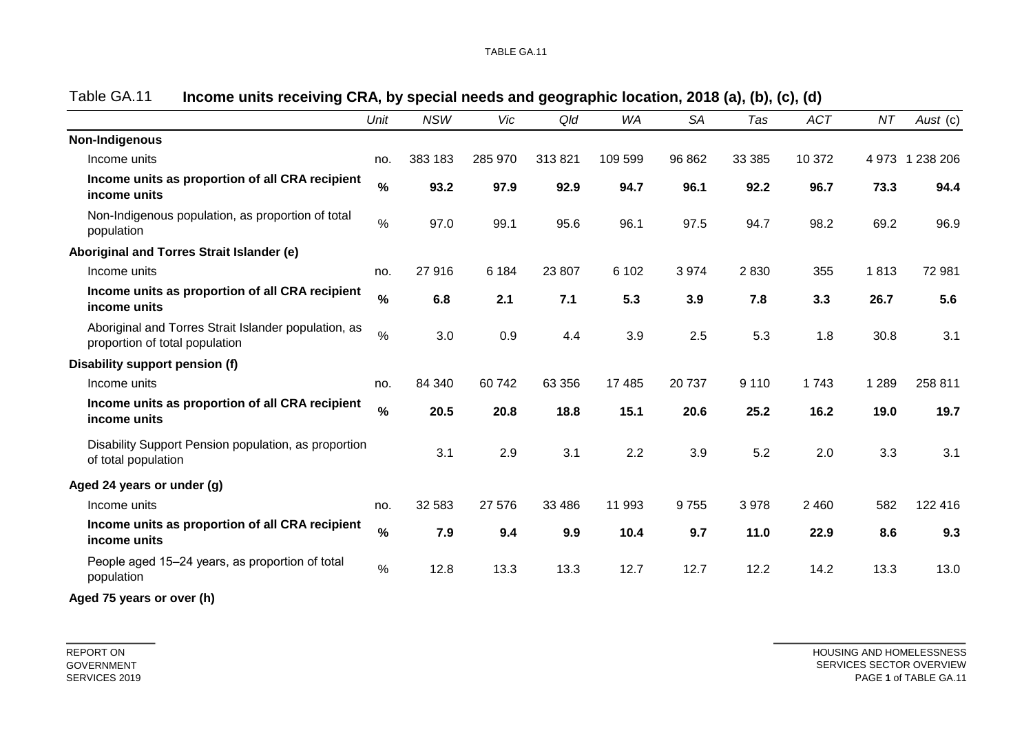Table GA.11 **Income units receiving CRA, by special needs and geographic location, 2018 (a), (b), (c), (d)**

| | *Unit* | *NSW* | *Vic* | *Qld* | *WA* | *SA* | *Tas* | *ACT* | *NT* | *Aust* (c) |
|---|---|---|---|---|---|---|---|---|---|---|
| **Non-Indigenous** | | | | | | | | | | |
| Income units | no. | 383 183 | 285 970 | 313 821 | 109 599 | 96 862 | 33 385 | 10 372 | 4 973 | 1 238 206 |
| **Income units as proportion of all CRA recipient income units** | **%** | **93.2** | **97.9** | **92.9** | **94.7** | **96.1** | **92.2** | **96.7** | **73.3** | **94.4** |
| Non-Indigenous population, as proportion of total population | % | 97.0 | 99.1 | 95.6 | 96.1 | 97.5 | 94.7 | 98.2 | 69.2 | 96.9 |
| **Aboriginal and Torres Strait Islander (e)** | | | | | | | | | | |
| Income units | no. | 27 916 | 6 184 | 23 807 | 6 102 | 3 974 | 2 830 | 355 | 1 813 | 72 981 |
| **Income units as proportion of all CRA recipient income units** | **%** | **6.8** | **2.1** | **7.1** | **5.3** | **3.9** | **7.8** | **3.3** | **26.7** | **5.6** |
| Aboriginal and Torres Strait Islander population, as proportion of total population | % | 3.0 | 0.9 | 4.4 | 3.9 | 2.5 | 5.3 | 1.8 | 30.8 | 3.1 |
| **Disability support pension (f)** | | | | | | | | | | |
| Income units | no. | 84 340 | 60 742 | 63 356 | 17 485 | 20 737 | 9 110 | 1 743 | 1 289 | 258 811 |
| **Income units as proportion of all CRA recipient income units** | **%** | **20.5** | **20.8** | **18.8** | **15.1** | **20.6** | **25.2** | **16.2** | **19.0** | **19.7** |
| Disability Support Pension population, as proportion of total population | | 3.1 | 2.9 | 3.1 | 2.2 | 3.9 | 5.2 | 2.0 | 3.3 | 3.1 |
| **Aged 24 years or under (g)** | | | | | | | | | | |
| Income units | no. | 32 583 | 27 576 | 33 486 | 11 993 | 9 755 | 3 978 | 2 460 | 582 | 122 416 |
| **Income units as proportion of all CRA recipient income units** | **%** | **7.9** | **9.4** | **9.9** | **10.4** | **9.7** | **11.0** | **22.9** | **8.6** | **9.3** |
| People aged 15–24 years, as proportion of total population | % | 12.8 | 13.3 | 13.3 | 12.7 | 12.7 | 12.2 | 14.2 | 13.3 | 13.0 |
| **Aged 75 years or over (h)** | | | | | | | | | | |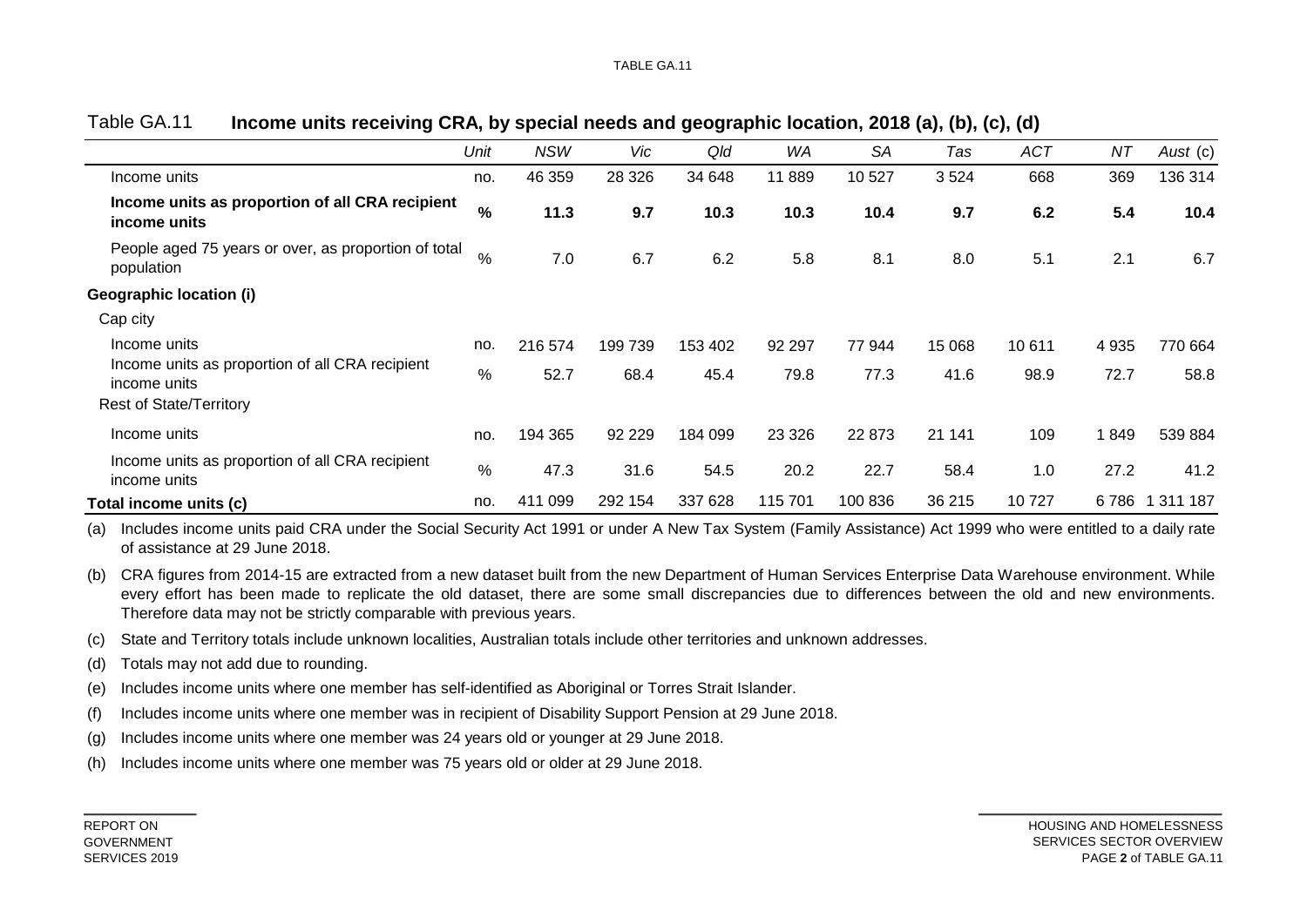## Table GA.11 **Income units receiving CRA, by special needs and geographic location, 2018 (a), (b), (c), (d)**

| | *Unit* | *NSW* | *Vic* | *Qld* | *WA* | *SA* | *Tas* | *ACT* | *NT* | *Aust* (c) |
|---|---|---|---|---|---|---|---|---|---|---|
| Income units | no. | 46 359 | 28 326 | 34 648 | 11 889 | 10 527 | 3 524 | 668 | 369 | 136 314 |
| **Income units as proportion of all CRA recipient income units** | **%** | **11.3** | **9.7** | **10.3** | **10.3** | **10.4** | **9.7** | **6.2** | **5.4** | **10.4** |
| People aged 75 years or over, as proportion of total population | % | 7.0 | 6.7 | 6.2 | 5.8 | 8.1 | 8.0 | 5.1 | 2.1 | 6.7 |
| **Geographic location (i)** | | | | | | | | | | |
| Cap city | | | | | | | | | | |
| Income units | no. | 216 574 | 199 739 | 153 402 | 92 297 | 77 944 | 15 068 | 10 611 | 4 935 | 770 664 |
| Income units as proportion of all CRA recipient income units | % | 52.7 | 68.4 | 45.4 | 79.8 | 77.3 | 41.6 | 98.9 | 72.7 | 58.8 |
| Rest of State/Territory | | | | | | | | | | |
| Income units | no. | 194 365 | 92 229 | 184 099 | 23 326 | 22 873 | 21 141 | 109 | 1 849 | 539 884 |
| Income units as proportion of all CRA recipient income units | % | 47.3 | 31.6 | 54.5 | 20.2 | 22.7 | 58.4 | 1.0 | 27.2 | 41.2 |
| **Total income units (c)** | no. | 411 099 | 292 154 | 337 628 | 115 701 | 100 836 | 36 215 | 10 727 | 6 786 | 1 311 187 |

(a) Includes income units paid CRA under the Social Security Act 1991 or under A New Tax System (Family Assistance) Act 1999 who were entitled to a daily rate of assistance at 29 June 2018.

(b) CRA figures from 2014-15 are extracted from a new dataset built from the new Department of Human Services Enterprise Data Warehouse environment. While every effort has been made to replicate the old dataset, there are some small discrepancies due to differences between the old and new environments. Therefore data may not be strictly comparable with previous years.

(c) State and Territory totals include unknown localities, Australian totals include other territories and unknown addresses.

(d) Totals may not add due to rounding.

(e) Includes income units where one member has self-identified as Aboriginal or Torres Strait Islander.

(f) Includes income units where one member was in recipient of Disability Support Pension at 29 June 2018.

(g) Includes income units where one member was 24 years old or younger at 29 June 2018.

(h) Includes income units where one member was 75 years old or older at 29 June 2018.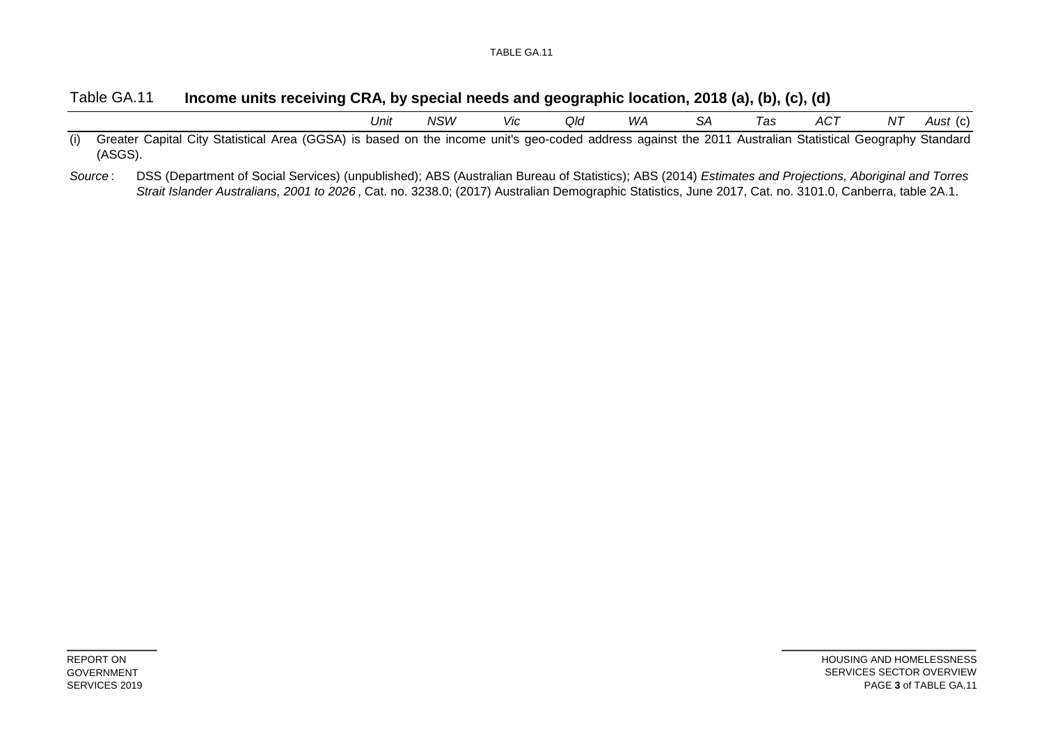Table GA.11 **Income units receiving CRA, by special needs and geographic location, 2018 (a), (b), (c), (d)**

| | Unit | NSW | Vic | Qld | WA | SA | Tas | ACT | NT | Aust (c) |
|---|---|---|---|---|---|---|---|---|---|---|

(i) Greater Capital City Statistical Area (GGSA) is based on the income unit's geo-coded address against the 2011 Australian Statistical Geography Standard (ASGS).

*Source*: DSS (Department of Social Services) (unpublished); ABS (Australian Bureau of Statistics); ABS (2014) *Estimates and Projections, Aboriginal and Torres Strait Islander Australians, 2001 to 2026*, Cat. no. 3238.0; (2017) Australian Demographic Statistics, June 2017, Cat. no. 3101.0, Canberra, table 2A.1.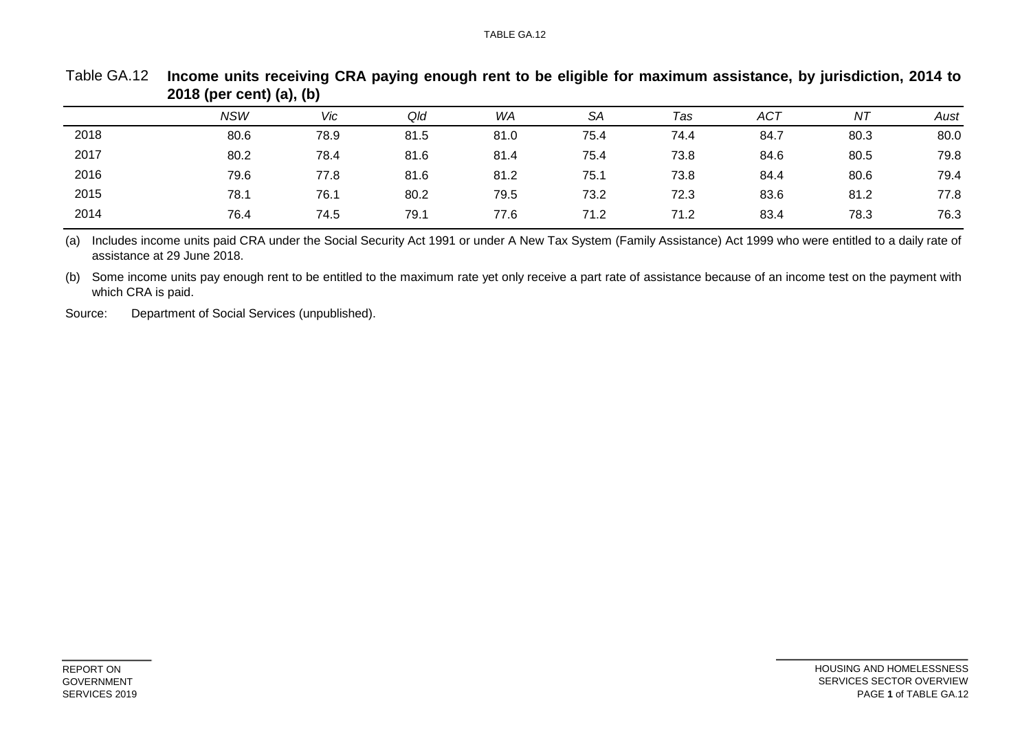Table GA.12 **Income units receiving CRA paying enough rent to be eligible for maximum assistance, by jurisdiction, 2014 to 2018 (per cent) (a), (b)**

| | *NSW* | *Vic* | *Qld* | *WA* | *SA* | *Tas* | *ACT* | *NT* | *Aust* |
|---|---|---|---|---|---|---|---|---|---|
| 2018 | 80.6 | 78.9 | 81.5 | 81.0 | 75.4 | 74.4 | 84.7 | 80.3 | 80.0 |
| 2017 | 80.2 | 78.4 | 81.6 | 81.4 | 75.4 | 73.8 | 84.6 | 80.5 | 79.8 |
| 2016 | 79.6 | 77.8 | 81.6 | 81.2 | 75.1 | 73.8 | 84.4 | 80.6 | 79.4 |
| 2015 | 78.1 | 76.1 | 80.2 | 79.5 | 73.2 | 72.3 | 83.6 | 81.2 | 77.8 |
| 2014 | 76.4 | 74.5 | 79.1 | 77.6 | 71.2 | 71.2 | 83.4 | 78.3 | 76.3 |

(a) Includes income units paid CRA under the Social Security Act 1991 or under A New Tax System (Family Assistance) Act 1999 who were entitled to a daily rate of assistance at 29 June 2018.

(b) Some income units pay enough rent to be entitled to the maximum rate yet only receive a part rate of assistance because of an income test on the payment with which CRA is paid.

Source: Department of Social Services (unpublished).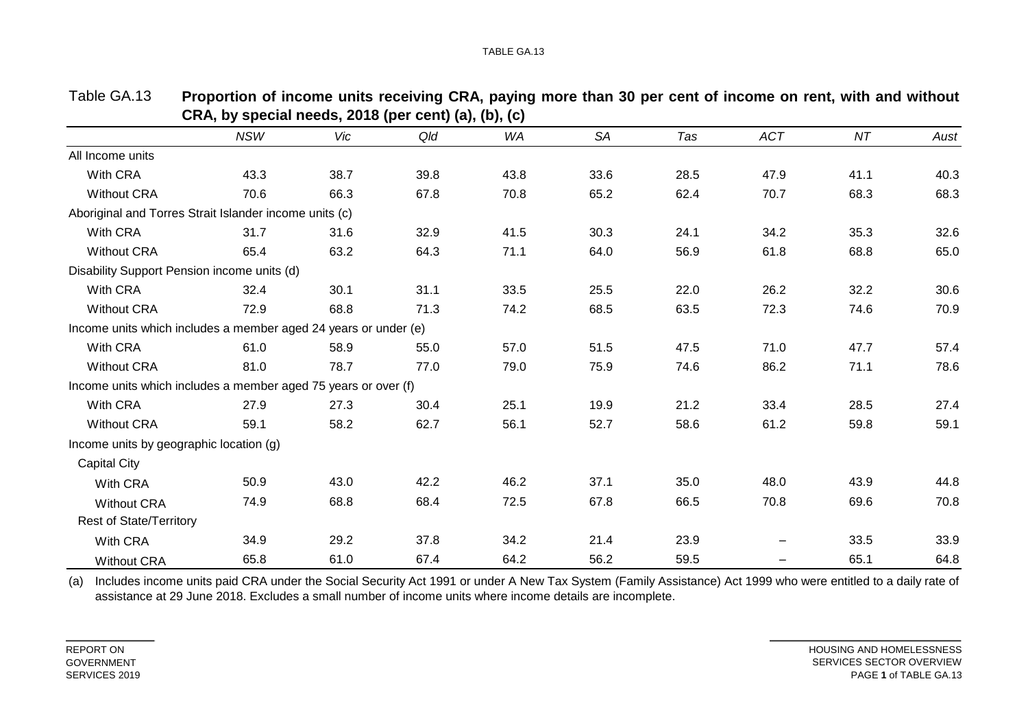Table GA.13 **Proportion of income units receiving CRA, paying more than 30 per cent of income on rent, with and without CRA, by special needs, 2018 (per cent) (a), (b), (c)**

| | *NSW* | *Vic* | *Qld* | *WA* | *SA* | *Tas* | *ACT* | *NT* | *Aust* |
|---|---|---|---|---|---|---|---|---|---|
| All Income units | | | | | | | | | |
| With CRA | 43.3 | 38.7 | 39.8 | 43.8 | 33.6 | 28.5 | 47.9 | 41.1 | 40.3 |
| Without CRA | 70.6 | 66.3 | 67.8 | 70.8 | 65.2 | 62.4 | 70.7 | 68.3 | 68.3 |
| Aboriginal and Torres Strait Islander income units (c) | | | | | | | | | |
| With CRA | 31.7 | 31.6 | 32.9 | 41.5 | 30.3 | 24.1 | 34.2 | 35.3 | 32.6 |
| Without CRA | 65.4 | 63.2 | 64.3 | 71.1 | 64.0 | 56.9 | 61.8 | 68.8 | 65.0 |
| Disability Support Pension income units (d) | | | | | | | | | |
| With CRA | 32.4 | 30.1 | 31.1 | 33.5 | 25.5 | 22.0 | 26.2 | 32.2 | 30.6 |
| Without CRA | 72.9 | 68.8 | 71.3 | 74.2 | 68.5 | 63.5 | 72.3 | 74.6 | 70.9 |
| Income units which includes a member aged 24 years or under (e) | | | | | | | | | |
| With CRA | 61.0 | 58.9 | 55.0 | 57.0 | 51.5 | 47.5 | 71.0 | 47.7 | 57.4 |
| Without CRA | 81.0 | 78.7 | 77.0 | 79.0 | 75.9 | 74.6 | 86.2 | 71.1 | 78.6 |
| Income units which includes a member aged 75 years or over (f) | | | | | | | | | |
| With CRA | 27.9 | 27.3 | 30.4 | 25.1 | 19.9 | 21.2 | 33.4 | 28.5 | 27.4 |
| Without CRA | 59.1 | 58.2 | 62.7 | 56.1 | 52.7 | 58.6 | 61.2 | 59.8 | 59.1 |
| Income units by geographic location (g) | | | | | | | | | |
| Capital City | | | | | | | | | |
| With CRA | 50.9 | 43.0 | 42.2 | 46.2 | 37.1 | 35.0 | 48.0 | 43.9 | 44.8 |
| Without CRA | 74.9 | 68.8 | 68.4 | 72.5 | 67.8 | 66.5 | 70.8 | 69.6 | 70.8 |
| Rest of State/Territory | | | | | | | | | |
| With CRA | 34.9 | 29.2 | 37.8 | 34.2 | 21.4 | 23.9 | – | 33.5 | 33.9 |
| Without CRA | 65.8 | 61.0 | 67.4 | 64.2 | 56.2 | 59.5 | – | 65.1 | 64.8 |

(a) Includes income units paid CRA under the Social Security Act 1991 or under A New Tax System (Family Assistance) Act 1999 who were entitled to a daily rate of assistance at 29 June 2018. Excludes a small number of income units where income details are incomplete.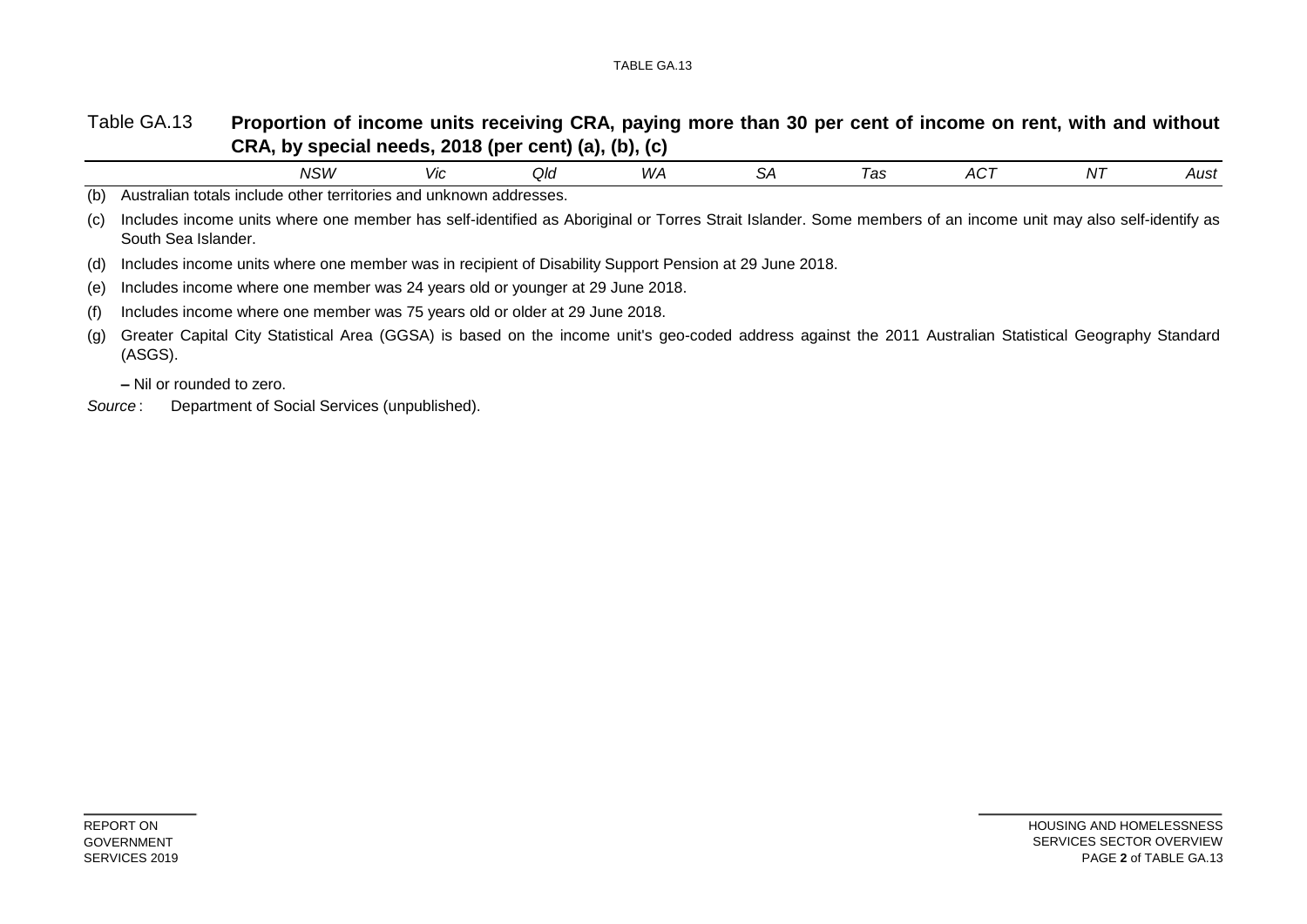Table GA.13 **Proportion of income units receiving CRA, paying more than 30 per cent of income on rent, with and without CRA, by special needs, 2018 (per cent) (a), (b), (c)**

| | *NSW* | *Vic* | *Qld* | *WA* | *SA* | *Tas* | *ACT* | *NT* | *Aust* |
|---|---|---|---|---|---|---|---|---|---|

(b) Australian totals include other territories and unknown addresses.

(c) Includes income units where one member has self-identified as Aboriginal or Torres Strait Islander. Some members of an income unit may also self-identify as South Sea Islander.

(d) Includes income units where one member was in recipient of Disability Support Pension at 29 June 2018.

(e) Includes income where one member was 24 years old or younger at 29 June 2018.

(f) Includes income where one member was 75 years old or older at 29 June 2018.

(g) Greater Capital City Statistical Area (GGSA) is based on the income unit's geo-coded address against the 2011 Australian Statistical Geography Standard (ASGS).

**–** Nil or rounded to zero.

*Source* : Department of Social Services (unpublished).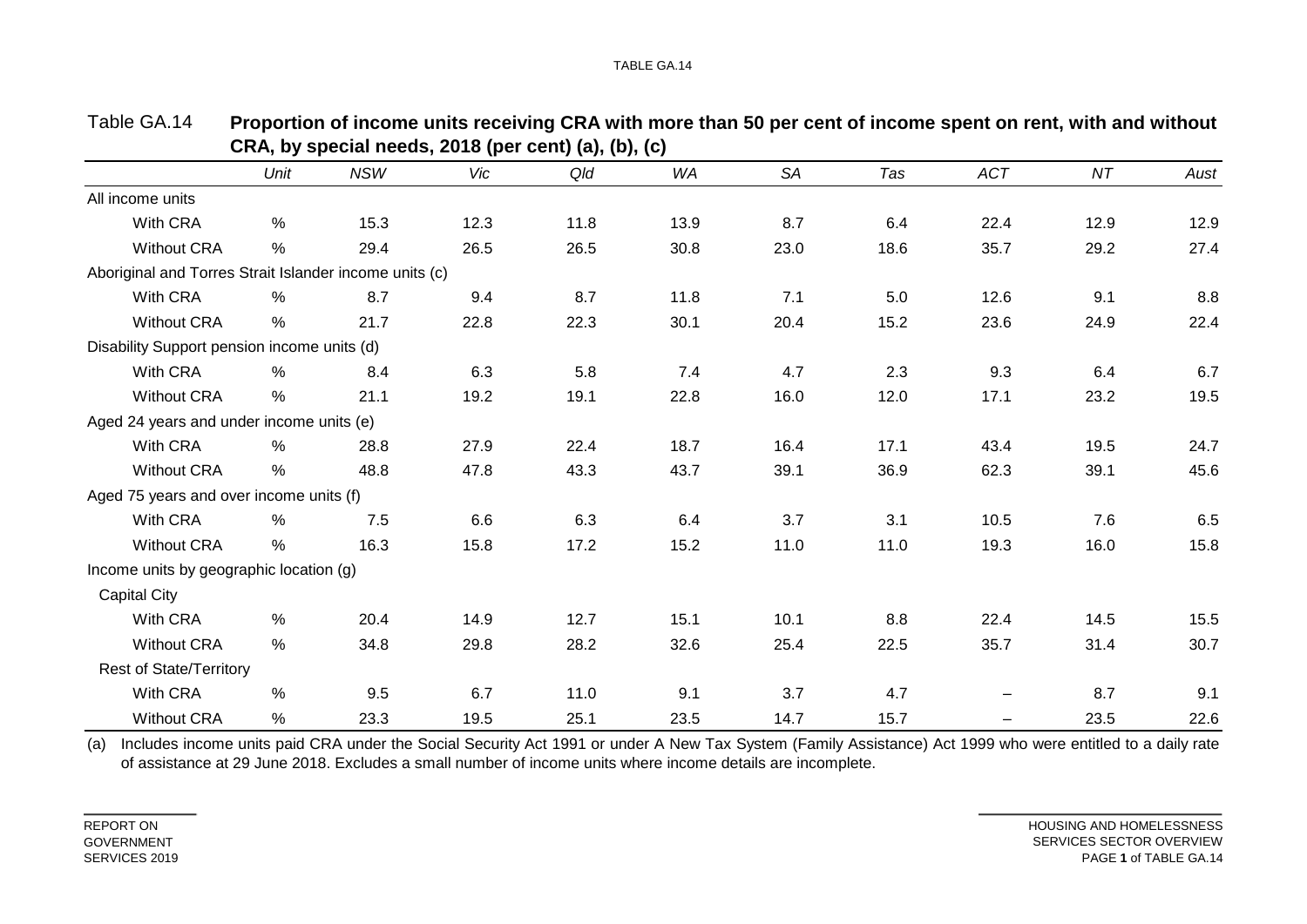Table GA.14 **Proportion of income units receiving CRA with more than 50 per cent of income spent on rent, with and without CRA, by special needs, 2018 (per cent) (a), (b), (c)**

| | *Unit* | *NSW* | *Vic* | *Qld* | *WA* | *SA* | *Tas* | *ACT* | *NT* | *Aust* |
|---|---|---|---|---|---|---|---|---|---|---|
| All income units | | | | | | | | | | |
| With CRA | % | 15.3 | 12.3 | 11.8 | 13.9 | 8.7 | 6.4 | 22.4 | 12.9 | 12.9 |
| Without CRA | % | 29.4 | 26.5 | 26.5 | 30.8 | 23.0 | 18.6 | 35.7 | 29.2 | 27.4 |
| Aboriginal and Torres Strait Islander income units (c) | | | | | | | | | | |
| With CRA | % | 8.7 | 9.4 | 8.7 | 11.8 | 7.1 | 5.0 | 12.6 | 9.1 | 8.8 |
| Without CRA | % | 21.7 | 22.8 | 22.3 | 30.1 | 20.4 | 15.2 | 23.6 | 24.9 | 22.4 |
| Disability Support pension income units (d) | | | | | | | | | | |
| With CRA | % | 8.4 | 6.3 | 5.8 | 7.4 | 4.7 | 2.3 | 9.3 | 6.4 | 6.7 |
| Without CRA | % | 21.1 | 19.2 | 19.1 | 22.8 | 16.0 | 12.0 | 17.1 | 23.2 | 19.5 |
| Aged 24 years and under income units (e) | | | | | | | | | | |
| With CRA | % | 28.8 | 27.9 | 22.4 | 18.7 | 16.4 | 17.1 | 43.4 | 19.5 | 24.7 |
| Without CRA | % | 48.8 | 47.8 | 43.3 | 43.7 | 39.1 | 36.9 | 62.3 | 39.1 | 45.6 |
| Aged 75 years and over income units (f) | | | | | | | | | | |
| With CRA | % | 7.5 | 6.6 | 6.3 | 6.4 | 3.7 | 3.1 | 10.5 | 7.6 | 6.5 |
| Without CRA | % | 16.3 | 15.8 | 17.2 | 15.2 | 11.0 | 11.0 | 19.3 | 16.0 | 15.8 |
| Income units by geographic location (g) | | | | | | | | | | |
| Capital City | | | | | | | | | | |
| With CRA | % | 20.4 | 14.9 | 12.7 | 15.1 | 10.1 | 8.8 | 22.4 | 14.5 | 15.5 |
| Without CRA | % | 34.8 | 29.8 | 28.2 | 32.6 | 25.4 | 22.5 | 35.7 | 31.4 | 30.7 |
| Rest of State/Territory | | | | | | | | | | |
| With CRA | % | 9.5 | 6.7 | 11.0 | 9.1 | 3.7 | 4.7 | – | 8.7 | 9.1 |
| Without CRA | % | 23.3 | 19.5 | 25.1 | 23.5 | 14.7 | 15.7 | – | 23.5 | 22.6 |

(a) Includes income units paid CRA under the Social Security Act 1991 or under A New Tax System (Family Assistance) Act 1999 who were entitled to a daily rate of assistance at 29 June 2018. Excludes a small number of income units where income details are incomplete.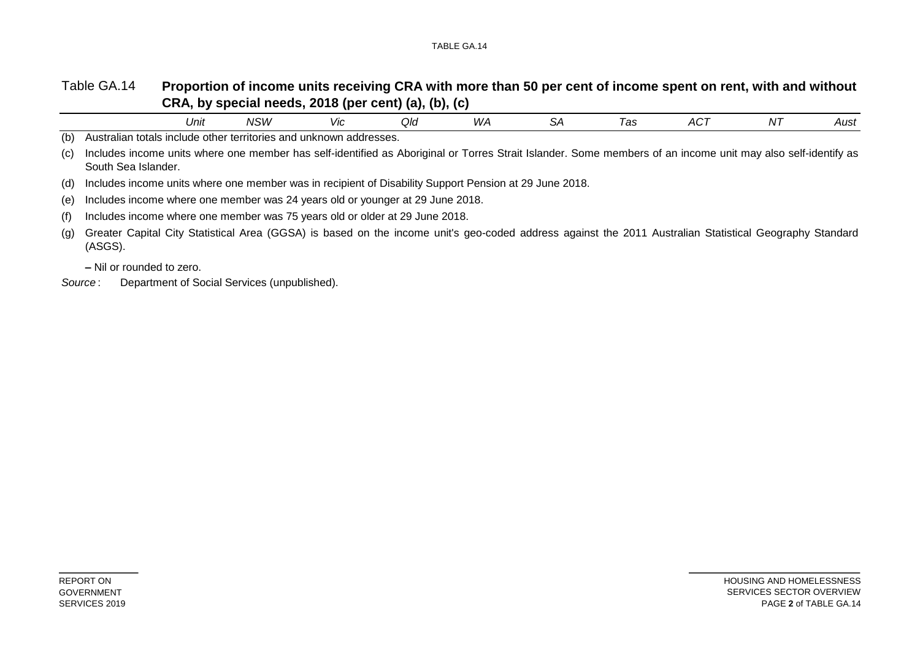Table GA.14 **Proportion of income units receiving CRA with more than 50 per cent of income spent on rent, with and without CRA, by special needs, 2018 (per cent) (a), (b), (c)**

| | *Unit* | *NSW* | *Vic* | *Qld* | *WA* | *SA* | *Tas* | *ACT* | *NT* | *Aust* |
|---|---|---|---|---|---|---|---|---|---|---|

(b) Australian totals include other territories and unknown addresses.

(c) Includes income units where one member has self-identified as Aboriginal or Torres Strait Islander. Some members of an income unit may also self-identify as South Sea Islander.

(d) Includes income units where one member was in recipient of Disability Support Pension at 29 June 2018.

(e) Includes income where one member was 24 years old or younger at 29 June 2018.

(f) Includes income where one member was 75 years old or older at 29 June 2018.

(g) Greater Capital City Statistical Area (GGSA) is based on the income unit's geo-coded address against the 2011 Australian Statistical Geography Standard (ASGS).

**–** Nil or rounded to zero.

*Source* : Department of Social Services (unpublished).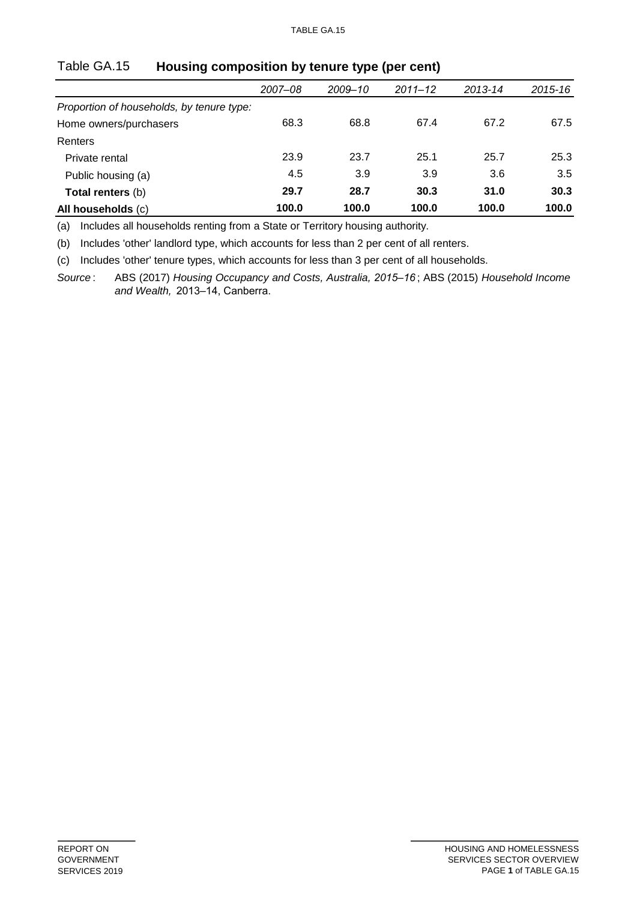## Table GA.15 **Housing composition by tenure type (per cent)**

| | *2007–08* | *2009–10* | *2011–12* | *2013-14* | *2015-16* |
|---|---|---|---|---|---|
| *Proportion of households, by tenure type:* | | | | | |
| Home owners/purchasers | 68.3 | 68.8 | 67.4 | 67.2 | 67.5 |
| Renters | | | | | |
| Private rental | 23.9 | 23.7 | 25.1 | 25.7 | 25.3 |
| Public housing (a) | 4.5 | 3.9 | 3.9 | 3.6 | 3.5 |
| **Total renters** (b) | **29.7** | **28.7** | **30.3** | **31.0** | **30.3** |
| **All households** (c) | **100.0** | **100.0** | **100.0** | **100.0** | **100.0** |

(a) Includes all households renting from a State or Territory housing authority.

(b) Includes 'other' landlord type, which accounts for less than 2 per cent of all renters.

(c) Includes 'other' tenure types, which accounts for less than 3 per cent of all households.

*Source*: ABS (2017) *Housing Occupancy and Costs, Australia, 2015–16*; ABS (2015) *Household Income and Wealth,* 2013–14, Canberra.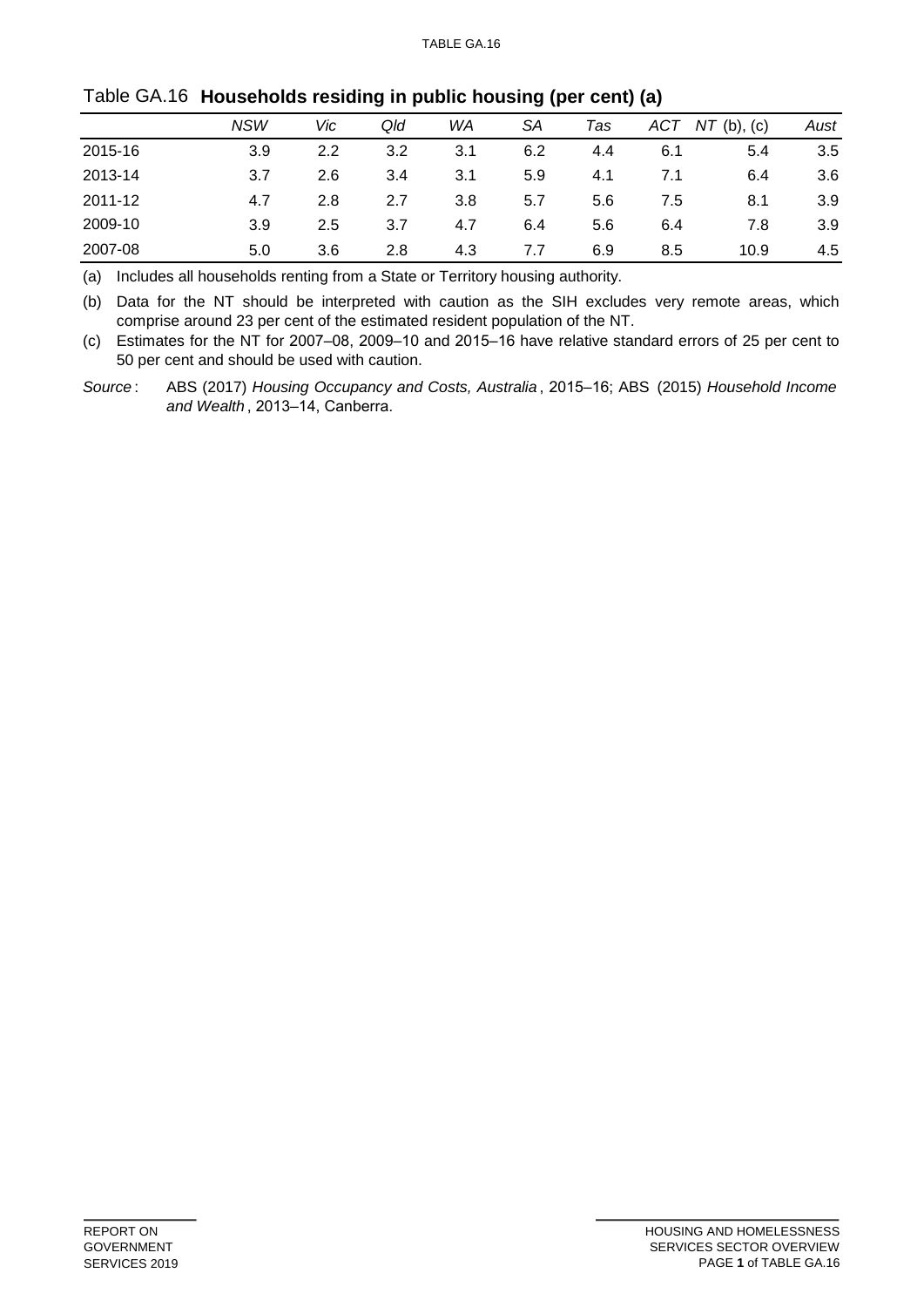Table GA.16 **Households residing in public housing (per cent) (a)**

| | *NSW* | *Vic* | *Qld* | *WA* | *SA* | *Tas* | *ACT* | *NT* (b), (c) | *Aust* |
|---|---|---|---|---|---|---|---|---|---|
| 2015-16 | 3.9 | 2.2 | 3.2 | 3.1 | 6.2 | 4.4 | 6.1 | 5.4 | 3.5 |
| 2013-14 | 3.7 | 2.6 | 3.4 | 3.1 | 5.9 | 4.1 | 7.1 | 6.4 | 3.6 |
| 2011-12 | 4.7 | 2.8 | 2.7 | 3.8 | 5.7 | 5.6 | 7.5 | 8.1 | 3.9 |
| 2009-10 | 3.9 | 2.5 | 3.7 | 4.7 | 6.4 | 5.6 | 6.4 | 7.8 | 3.9 |
| 2007-08 | 5.0 | 3.6 | 2.8 | 4.3 | 7.7 | 6.9 | 8.5 | 10.9 | 4.5 |

(a) Includes all households renting from a State or Territory housing authority.

(b) Data for the NT should be interpreted with caution as the SIH excludes very remote areas, which comprise around 23 per cent of the estimated resident population of the NT.

(c) Estimates for the NT for 2007–08, 2009–10 and 2015–16 have relative standard errors of 25 per cent to 50 per cent and should be used with caution.

*Source*: ABS (2017) *Housing Occupancy and Costs, Australia*, 2015–16; ABS (2015) *Household Income and Wealth*, 2013–14, Canberra.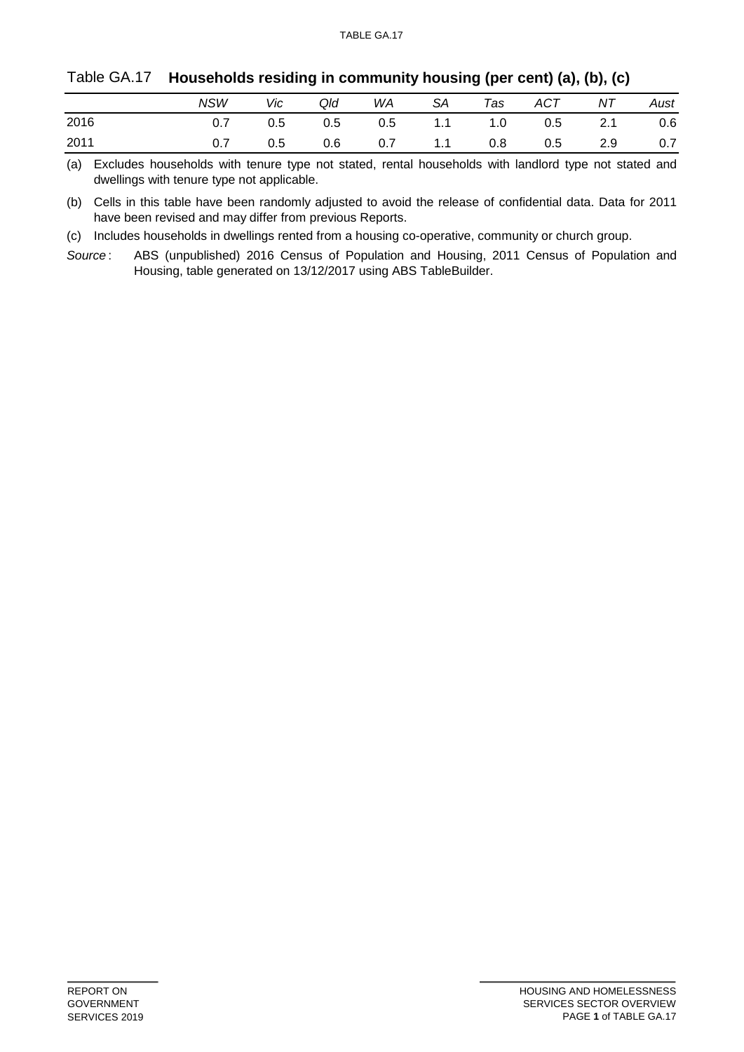## Table GA.17 **Households residing in community housing (per cent) (a), (b), (c)**

| | *NSW* | *Vic* | *Qld* | *WA* | *SA* | *Tas* | *ACT* | *NT* | *Aust* |
|---|---|---|---|---|---|---|---|---|---|
| 2016 | 0.7 | 0.5 | 0.5 | 0.5 | 1.1 | 1.0 | 0.5 | 2.1 | 0.6 |
| 2011 | 0.7 | 0.5 | 0.6 | 0.7 | 1.1 | 0.8 | 0.5 | 2.9 | 0.7 |

(a) Excludes households with tenure type not stated, rental households with landlord type not stated and dwellings with tenure type not applicable.

(b) Cells in this table have been randomly adjusted to avoid the release of confidential data. Data for 2011 have been revised and may differ from previous Reports.

(c) Includes households in dwellings rented from a housing co-operative, community or church group.

*Source* : ABS (unpublished) 2016 Census of Population and Housing, 2011 Census of Population and Housing, table generated on 13/12/2017 using ABS TableBuilder.